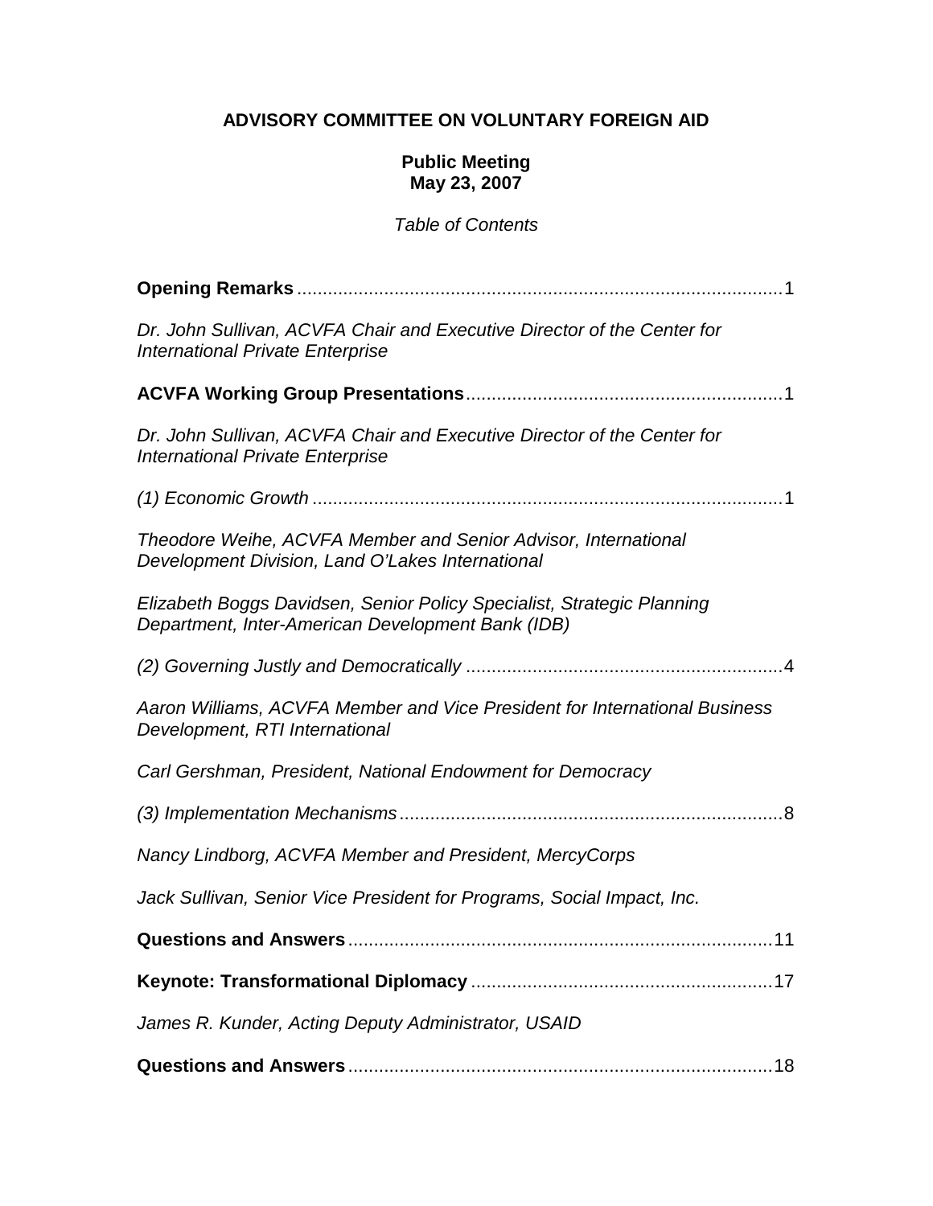# ADVISORY COMMITTEE ON VOLUNTARY FOREIGN AID

## Public Meeting
## May 23, 2007

*Table of Contents*

**Opening Remarks** ............................................................................................1

*Dr. John Sullivan, ACVFA Chair and Executive Director of the Center for International Private Enterprise*

**ACVFA Working Group Presentations**...........................................................1

*Dr. John Sullivan, ACVFA Chair and Executive Director of the Center for International Private Enterprise*

*(1) Economic Growth* ..........................................................................................1

*Theodore Weihe, ACVFA Member and Senior Advisor, International Development Division, Land O'Lakes International*

*Elizabeth Boggs Davidsen, Senior Policy Specialist, Strategic Planning Department, Inter-American Development Bank (IDB)*

*(2) Governing Justly and Democratically* ............................................................4

*Aaron Williams, ACVFA Member and Vice President for International Business Development, RTI International*

*Carl Gershman, President, National Endowment for Democracy*

*(3) Implementation Mechanisms*.........................................................................8

*Nancy Lindborg, ACVFA Member and President, MercyCorps*

*Jack Sullivan, Senior Vice President for Programs, Social Impact, Inc.*

**Questions and Answers**..................................................................................11

**Keynote: Transformational Diplomacy** ..........................................................17

*James R. Kunder, Acting Deputy Administrator, USAID*

**Questions and Answers**..................................................................................18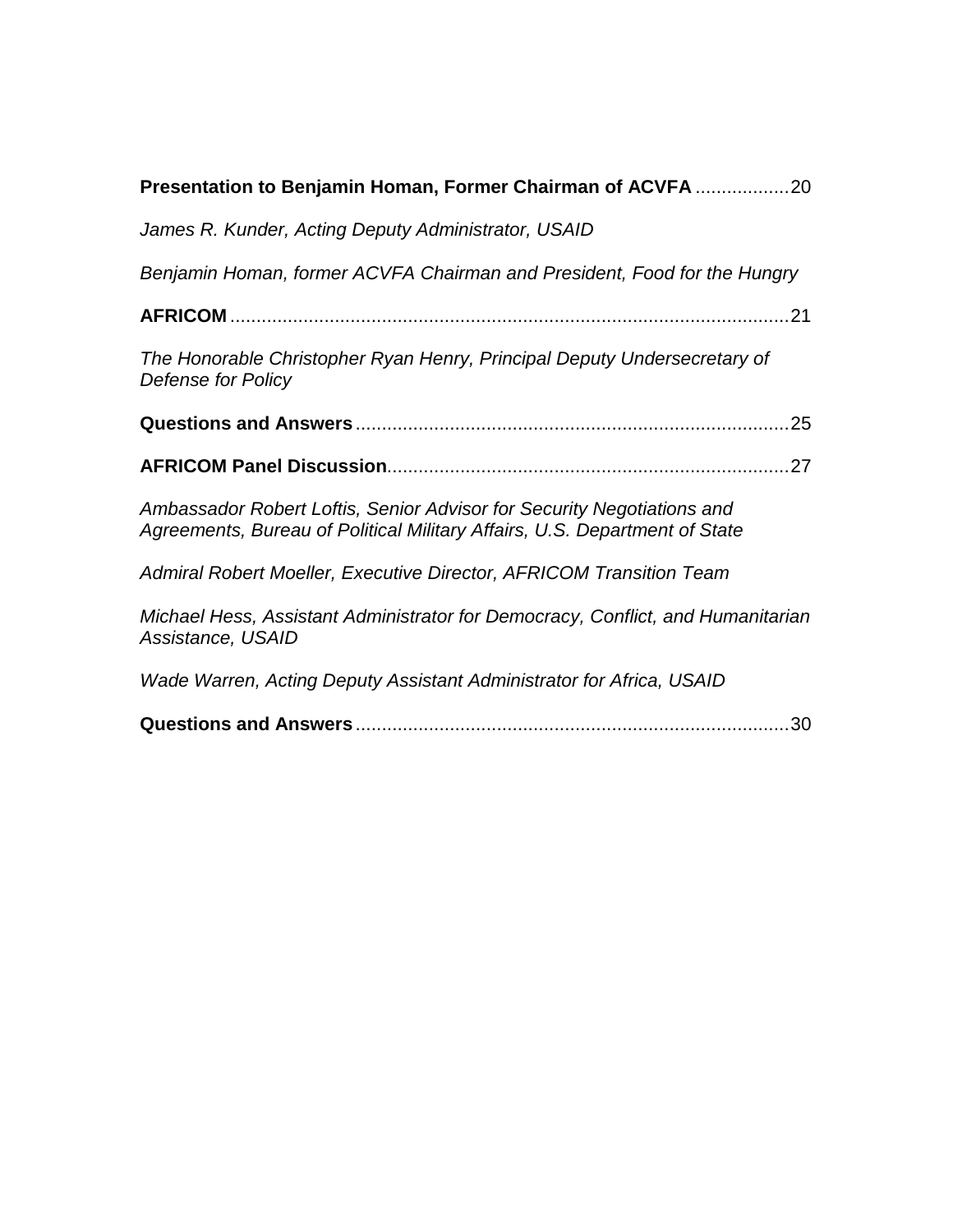**Presentation to Benjamin Homan, Former Chairman of ACVFA** .................. 20

*James R. Kunder, Acting Deputy Administrator, USAID*

*Benjamin Homan, former ACVFA Chairman and President, Food for the Hungry*

**AFRICOM** ........................................................................................................... 21

*The Honorable Christopher Ryan Henry, Principal Deputy Undersecretary of Defense for Policy*

**Questions and Answers** .................................................................................. 25

**AFRICOM Panel Discussion**............................................................................ 27

*Ambassador Robert Loftis, Senior Advisor for Security Negotiations and Agreements, Bureau of Political Military Affairs, U.S. Department of State*

*Admiral Robert Moeller, Executive Director, AFRICOM Transition Team*

*Michael Hess, Assistant Administrator for Democracy, Conflict, and Humanitarian Assistance, USAID*

*Wade Warren, Acting Deputy Assistant Administrator for Africa, USAID*

**Questions and Answers** .................................................................................. 30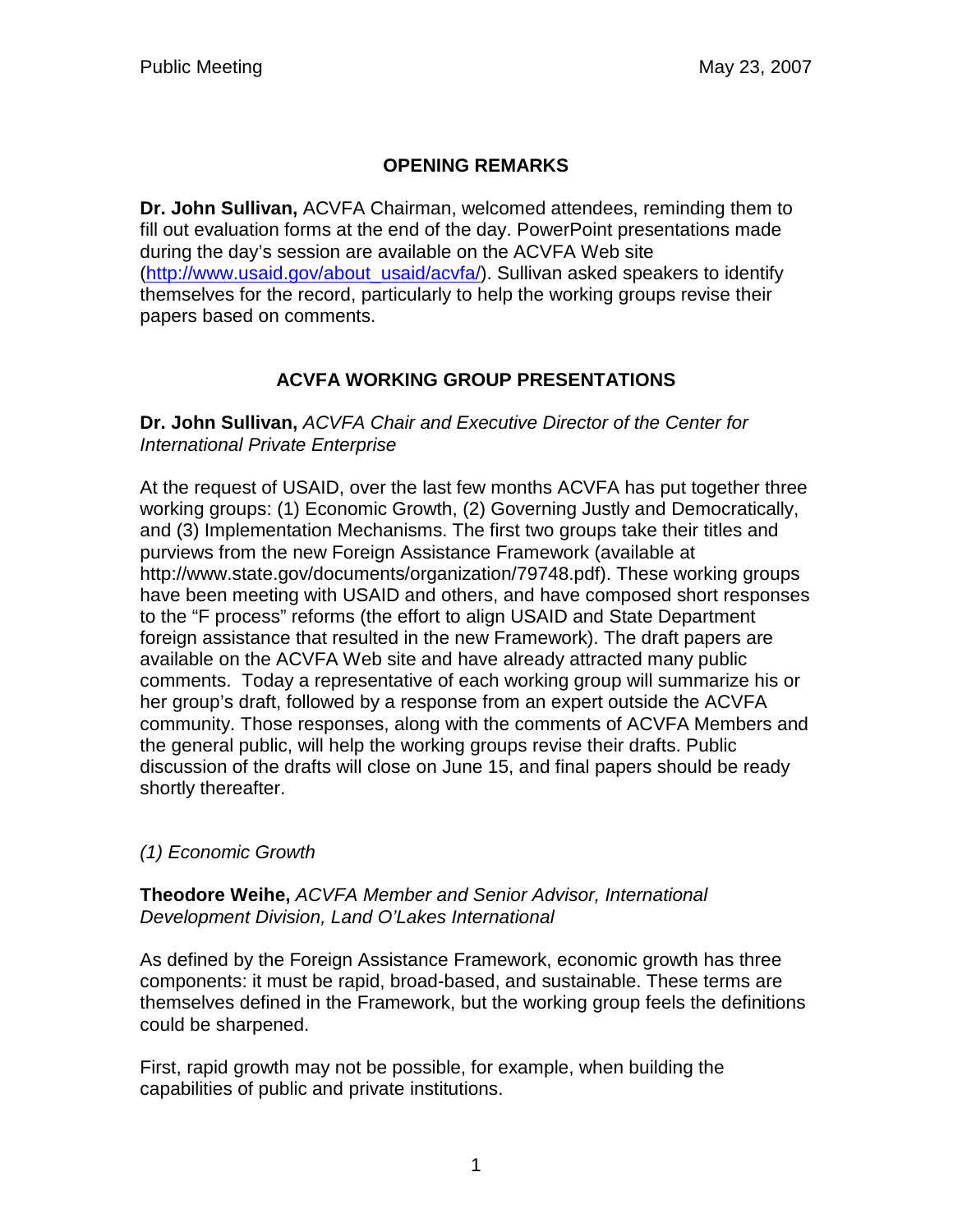## OPENING REMARKS

**Dr. John Sullivan,** ACVFA Chairman, welcomed attendees, reminding them to fill out evaluation forms at the end of the day. PowerPoint presentations made during the day's session are available on the ACVFA Web site (http://www.usaid.gov/about_usaid/acvfa/). Sullivan asked speakers to identify themselves for the record, particularly to help the working groups revise their papers based on comments.

## ACVFA WORKING GROUP PRESENTATIONS

**Dr. John Sullivan,** *ACVFA Chair and Executive Director of the Center for International Private Enterprise*

At the request of USAID, over the last few months ACVFA has put together three working groups: (1) Economic Growth, (2) Governing Justly and Democratically, and (3) Implementation Mechanisms. The first two groups take their titles and purviews from the new Foreign Assistance Framework (available at http://www.state.gov/documents/organization/79748.pdf). These working groups have been meeting with USAID and others, and have composed short responses to the "F process" reforms (the effort to align USAID and State Department foreign assistance that resulted in the new Framework). The draft papers are available on the ACVFA Web site and have already attracted many public comments. Today a representative of each working group will summarize his or her group's draft, followed by a response from an expert outside the ACVFA community. Those responses, along with the comments of ACVFA Members and the general public, will help the working groups revise their drafts. Public discussion of the drafts will close on June 15, and final papers should be ready shortly thereafter.

*(1) Economic Growth*

**Theodore Weihe,** *ACVFA Member and Senior Advisor, International Development Division, Land O'Lakes International*

As defined by the Foreign Assistance Framework, economic growth has three components: it must be rapid, broad-based, and sustainable. These terms are themselves defined in the Framework, but the working group feels the definitions could be sharpened.

First, rapid growth may not be possible, for example, when building the capabilities of public and private institutions.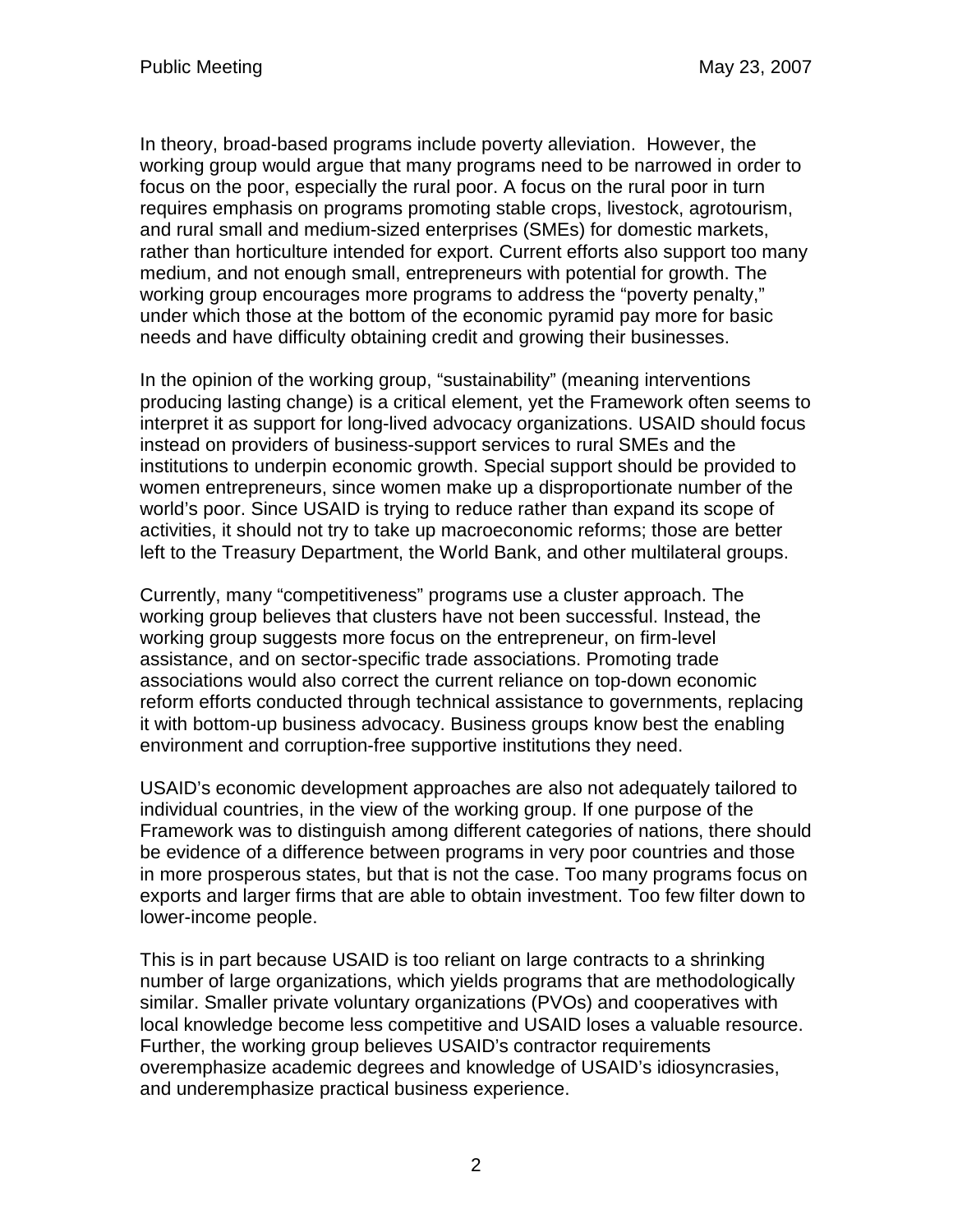In theory, broad-based programs include poverty alleviation. However, the working group would argue that many programs need to be narrowed in order to focus on the poor, especially the rural poor. A focus on the rural poor in turn requires emphasis on programs promoting stable crops, livestock, agrotourism, and rural small and medium-sized enterprises (SMEs) for domestic markets, rather than horticulture intended for export. Current efforts also support too many medium, and not enough small, entrepreneurs with potential for growth. The working group encourages more programs to address the "poverty penalty," under which those at the bottom of the economic pyramid pay more for basic needs and have difficulty obtaining credit and growing their businesses.

In the opinion of the working group, "sustainability" (meaning interventions producing lasting change) is a critical element, yet the Framework often seems to interpret it as support for long-lived advocacy organizations. USAID should focus instead on providers of business-support services to rural SMEs and the institutions to underpin economic growth. Special support should be provided to women entrepreneurs, since women make up a disproportionate number of the world's poor. Since USAID is trying to reduce rather than expand its scope of activities, it should not try to take up macroeconomic reforms; those are better left to the Treasury Department, the World Bank, and other multilateral groups.

Currently, many "competitiveness" programs use a cluster approach. The working group believes that clusters have not been successful. Instead, the working group suggests more focus on the entrepreneur, on firm-level assistance, and on sector-specific trade associations. Promoting trade associations would also correct the current reliance on top-down economic reform efforts conducted through technical assistance to governments, replacing it with bottom-up business advocacy. Business groups know best the enabling environment and corruption-free supportive institutions they need.

USAID's economic development approaches are also not adequately tailored to individual countries, in the view of the working group. If one purpose of the Framework was to distinguish among different categories of nations, there should be evidence of a difference between programs in very poor countries and those in more prosperous states, but that is not the case. Too many programs focus on exports and larger firms that are able to obtain investment. Too few filter down to lower-income people.

This is in part because USAID is too reliant on large contracts to a shrinking number of large organizations, which yields programs that are methodologically similar. Smaller private voluntary organizations (PVOs) and cooperatives with local knowledge become less competitive and USAID loses a valuable resource. Further, the working group believes USAID's contractor requirements overemphasize academic degrees and knowledge of USAID's idiosyncrasies, and underemphasize practical business experience.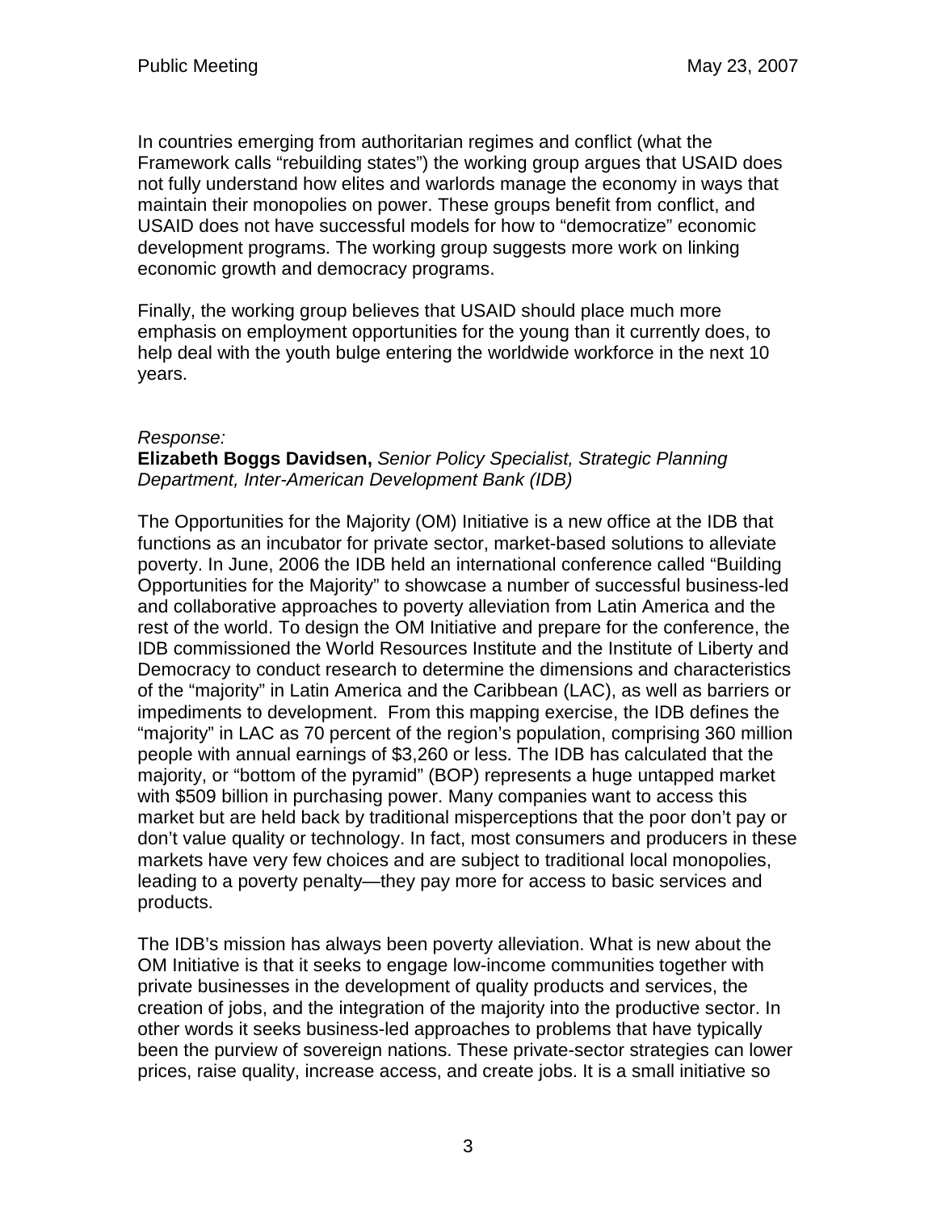In countries emerging from authoritarian regimes and conflict (what the Framework calls "rebuilding states") the working group argues that USAID does not fully understand how elites and warlords manage the economy in ways that maintain their monopolies on power. These groups benefit from conflict, and USAID does not have successful models for how to "democratize" economic development programs. The working group suggests more work on linking economic growth and democracy programs.

Finally, the working group believes that USAID should place much more emphasis on employment opportunities for the young than it currently does, to help deal with the youth bulge entering the worldwide workforce in the next 10 years.

*Response:*
**Elizabeth Boggs Davidsen,** *Senior Policy Specialist, Strategic Planning Department, Inter-American Development Bank (IDB)*

The Opportunities for the Majority (OM) Initiative is a new office at the IDB that functions as an incubator for private sector, market-based solutions to alleviate poverty. In June, 2006 the IDB held an international conference called "Building Opportunities for the Majority" to showcase a number of successful business-led and collaborative approaches to poverty alleviation from Latin America and the rest of the world. To design the OM Initiative and prepare for the conference, the IDB commissioned the World Resources Institute and the Institute of Liberty and Democracy to conduct research to determine the dimensions and characteristics of the "majority" in Latin America and the Caribbean (LAC), as well as barriers or impediments to development. From this mapping exercise, the IDB defines the "majority" in LAC as 70 percent of the region's population, comprising 360 million people with annual earnings of $3,260 or less. The IDB has calculated that the majority, or "bottom of the pyramid" (BOP) represents a huge untapped market with $509 billion in purchasing power. Many companies want to access this market but are held back by traditional misperceptions that the poor don't pay or don't value quality or technology. In fact, most consumers and producers in these markets have very few choices and are subject to traditional local monopolies, leading to a poverty penalty—they pay more for access to basic services and products.

The IDB's mission has always been poverty alleviation. What is new about the OM Initiative is that it seeks to engage low-income communities together with private businesses in the development of quality products and services, the creation of jobs, and the integration of the majority into the productive sector. In other words it seeks business-led approaches to problems that have typically been the purview of sovereign nations. These private-sector strategies can lower prices, raise quality, increase access, and create jobs. It is a small initiative so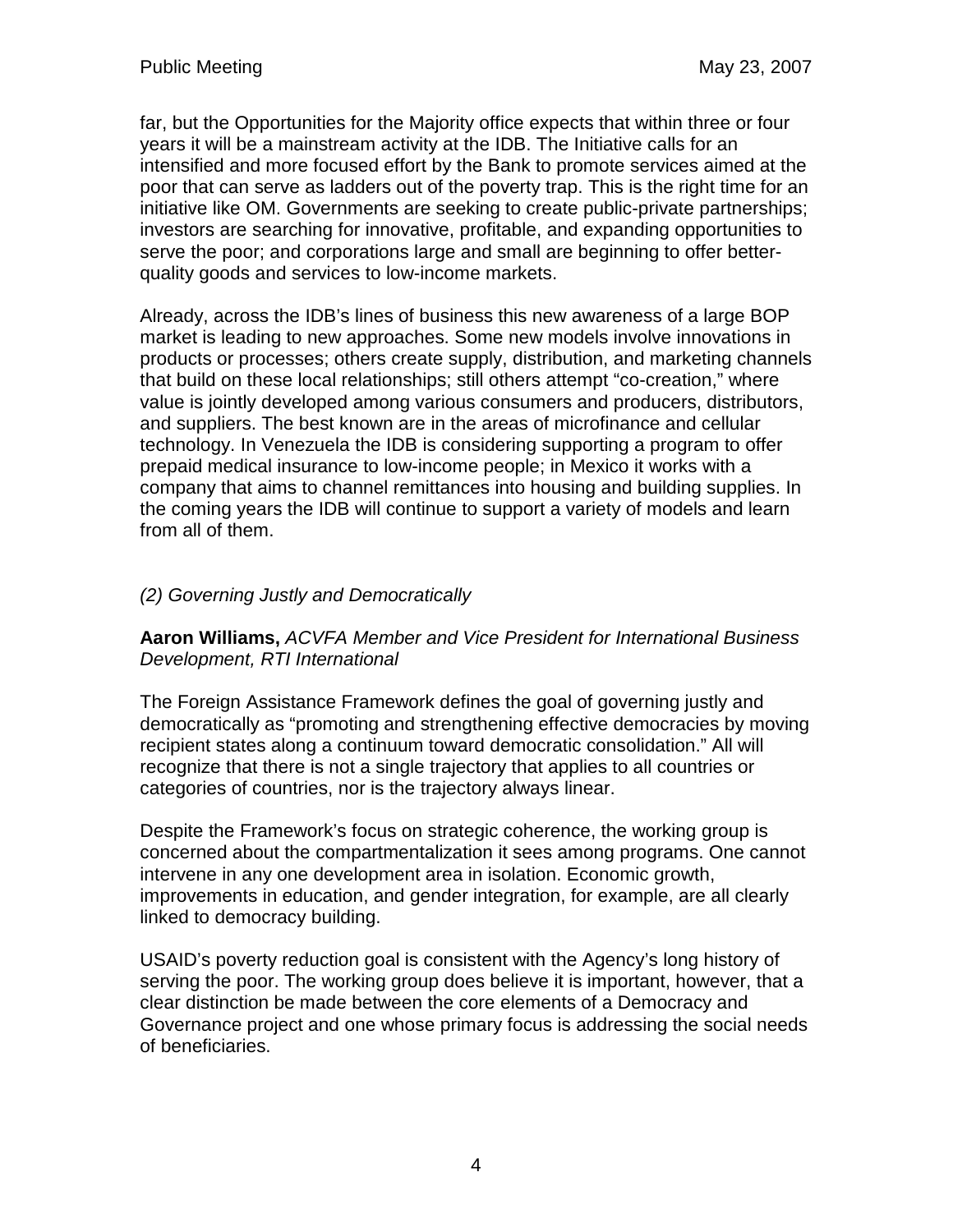far, but the Opportunities for the Majority office expects that within three or four years it will be a mainstream activity at the IDB. The Initiative calls for an intensified and more focused effort by the Bank to promote services aimed at the poor that can serve as ladders out of the poverty trap. This is the right time for an initiative like OM. Governments are seeking to create public-private partnerships; investors are searching for innovative, profitable, and expanding opportunities to serve the poor; and corporations large and small are beginning to offer better-quality goods and services to low-income markets.

Already, across the IDB's lines of business this new awareness of a large BOP market is leading to new approaches. Some new models involve innovations in products or processes; others create supply, distribution, and marketing channels that build on these local relationships; still others attempt "co-creation," where value is jointly developed among various consumers and producers, distributors, and suppliers. The best known are in the areas of microfinance and cellular technology. In Venezuela the IDB is considering supporting a program to offer prepaid medical insurance to low-income people; in Mexico it works with a company that aims to channel remittances into housing and building supplies. In the coming years the IDB will continue to support a variety of models and learn from all of them.

*(2) Governing Justly and Democratically*

**Aaron Williams,** *ACVFA Member and Vice President for International Business Development, RTI International*

The Foreign Assistance Framework defines the goal of governing justly and democratically as "promoting and strengthening effective democracies by moving recipient states along a continuum toward democratic consolidation." All will recognize that there is not a single trajectory that applies to all countries or categories of countries, nor is the trajectory always linear.

Despite the Framework's focus on strategic coherence, the working group is concerned about the compartmentalization it sees among programs. One cannot intervene in any one development area in isolation. Economic growth, improvements in education, and gender integration, for example, are all clearly linked to democracy building.

USAID's poverty reduction goal is consistent with the Agency's long history of serving the poor. The working group does believe it is important, however, that a clear distinction be made between the core elements of a Democracy and Governance project and one whose primary focus is addressing the social needs of beneficiaries.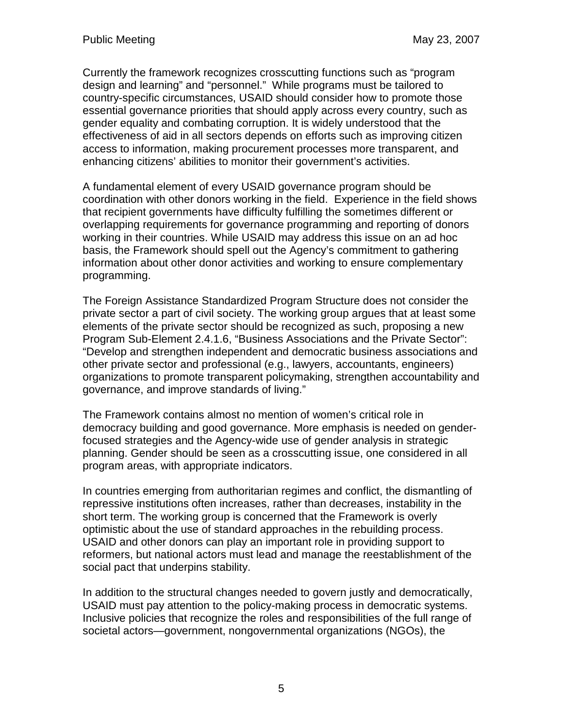Currently the framework recognizes crosscutting functions such as "program design and learning" and "personnel." While programs must be tailored to country-specific circumstances, USAID should consider how to promote those essential governance priorities that should apply across every country, such as gender equality and combating corruption. It is widely understood that the effectiveness of aid in all sectors depends on efforts such as improving citizen access to information, making procurement processes more transparent, and enhancing citizens' abilities to monitor their government's activities.

A fundamental element of every USAID governance program should be coordination with other donors working in the field. Experience in the field shows that recipient governments have difficulty fulfilling the sometimes different or overlapping requirements for governance programming and reporting of donors working in their countries. While USAID may address this issue on an ad hoc basis, the Framework should spell out the Agency's commitment to gathering information about other donor activities and working to ensure complementary programming.

The Foreign Assistance Standardized Program Structure does not consider the private sector a part of civil society. The working group argues that at least some elements of the private sector should be recognized as such, proposing a new Program Sub-Element 2.4.1.6, "Business Associations and the Private Sector": "Develop and strengthen independent and democratic business associations and other private sector and professional (e.g., lawyers, accountants, engineers) organizations to promote transparent policymaking, strengthen accountability and governance, and improve standards of living."

The Framework contains almost no mention of women's critical role in democracy building and good governance. More emphasis is needed on gender-focused strategies and the Agency-wide use of gender analysis in strategic planning. Gender should be seen as a crosscutting issue, one considered in all program areas, with appropriate indicators.

In countries emerging from authoritarian regimes and conflict, the dismantling of repressive institutions often increases, rather than decreases, instability in the short term. The working group is concerned that the Framework is overly optimistic about the use of standard approaches in the rebuilding process. USAID and other donors can play an important role in providing support to reformers, but national actors must lead and manage the reestablishment of the social pact that underpins stability.

In addition to the structural changes needed to govern justly and democratically, USAID must pay attention to the policy-making process in democratic systems. Inclusive policies that recognize the roles and responsibilities of the full range of societal actors—government, nongovernmental organizations (NGOs), the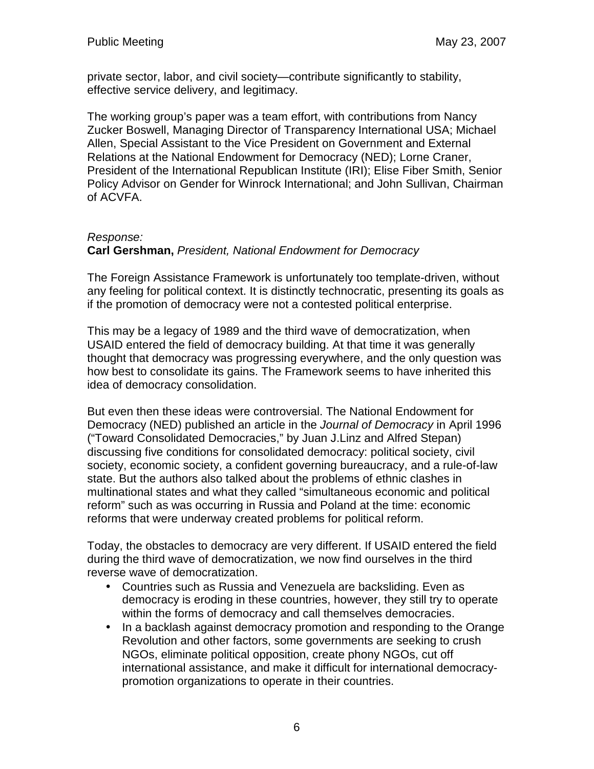private sector, labor, and civil society—contribute significantly to stability, effective service delivery, and legitimacy.

The working group's paper was a team effort, with contributions from Nancy Zucker Boswell, Managing Director of Transparency International USA; Michael Allen, Special Assistant to the Vice President on Government and External Relations at the National Endowment for Democracy (NED); Lorne Craner, President of the International Republican Institute (IRI); Elise Fiber Smith, Senior Policy Advisor on Gender for Winrock International; and John Sullivan, Chairman of ACVFA.

*Response:*
**Carl Gershman,** *President, National Endowment for Democracy*

The Foreign Assistance Framework is unfortunately too template-driven, without any feeling for political context. It is distinctly technocratic, presenting its goals as if the promotion of democracy were not a contested political enterprise.

This may be a legacy of 1989 and the third wave of democratization, when USAID entered the field of democracy building. At that time it was generally thought that democracy was progressing everywhere, and the only question was how best to consolidate its gains. The Framework seems to have inherited this idea of democracy consolidation.

But even then these ideas were controversial. The National Endowment for Democracy (NED) published an article in the *Journal of Democracy* in April 1996 ("Toward Consolidated Democracies," by Juan J.Linz and Alfred Stepan) discussing five conditions for consolidated democracy: political society, civil society, economic society, a confident governing bureaucracy, and a rule-of-law state. But the authors also talked about the problems of ethnic clashes in multinational states and what they called "simultaneous economic and political reform" such as was occurring in Russia and Poland at the time: economic reforms that were underway created problems for political reform.

Today, the obstacles to democracy are very different. If USAID entered the field during the third wave of democratization, we now find ourselves in the third reverse wave of democratization.

- Countries such as Russia and Venezuela are backsliding. Even as democracy is eroding in these countries, however, they still try to operate within the forms of democracy and call themselves democracies.
- In a backlash against democracy promotion and responding to the Orange Revolution and other factors, some governments are seeking to crush NGOs, eliminate political opposition, create phony NGOs, cut off international assistance, and make it difficult for international democracy-promotion organizations to operate in their countries.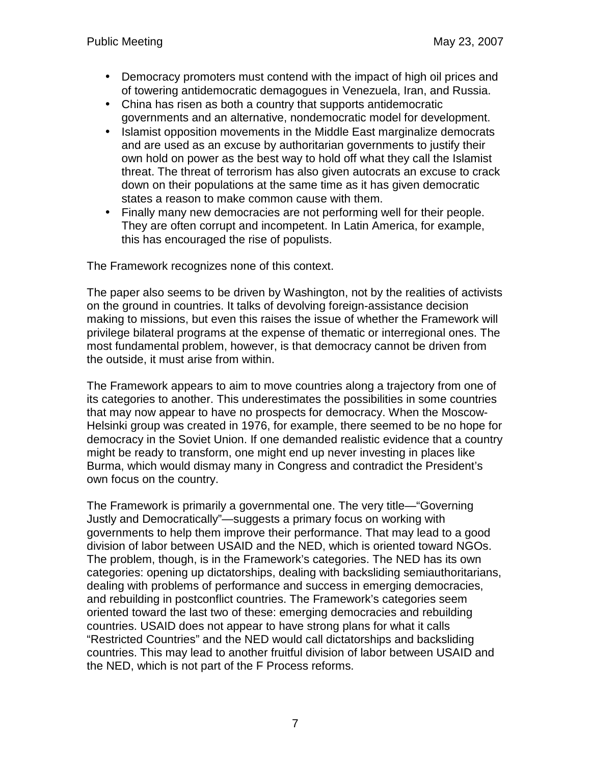- Democracy promoters must contend with the impact of high oil prices and of towering antidemocratic demagogues in Venezuela, Iran, and Russia.
- China has risen as both a country that supports antidemocratic governments and an alternative, nondemocratic model for development.
- Islamist opposition movements in the Middle East marginalize democrats and are used as an excuse by authoritarian governments to justify their own hold on power as the best way to hold off what they call the Islamist threat. The threat of terrorism has also given autocrats an excuse to crack down on their populations at the same time as it has given democratic states a reason to make common cause with them.
- Finally many new democracies are not performing well for their people. They are often corrupt and incompetent. In Latin America, for example, this has encouraged the rise of populists.

The Framework recognizes none of this context.

The paper also seems to be driven by Washington, not by the realities of activists on the ground in countries. It talks of devolving foreign-assistance decision making to missions, but even this raises the issue of whether the Framework will privilege bilateral programs at the expense of thematic or interregional ones. The most fundamental problem, however, is that democracy cannot be driven from the outside, it must arise from within.

The Framework appears to aim to move countries along a trajectory from one of its categories to another. This underestimates the possibilities in some countries that may now appear to have no prospects for democracy. When the Moscow-Helsinki group was created in 1976, for example, there seemed to be no hope for democracy in the Soviet Union. If one demanded realistic evidence that a country might be ready to transform, one might end up never investing in places like Burma, which would dismay many in Congress and contradict the President's own focus on the country.

The Framework is primarily a governmental one. The very title—"Governing Justly and Democratically"—suggests a primary focus on working with governments to help them improve their performance. That may lead to a good division of labor between USAID and the NED, which is oriented toward NGOs. The problem, though, is in the Framework's categories. The NED has its own categories: opening up dictatorships, dealing with backsliding semiauthoritarians, dealing with problems of performance and success in emerging democracies, and rebuilding in postconflict countries. The Framework's categories seem oriented toward the last two of these: emerging democracies and rebuilding countries. USAID does not appear to have strong plans for what it calls "Restricted Countries" and the NED would call dictatorships and backsliding countries. This may lead to another fruitful division of labor between USAID and the NED, which is not part of the F Process reforms.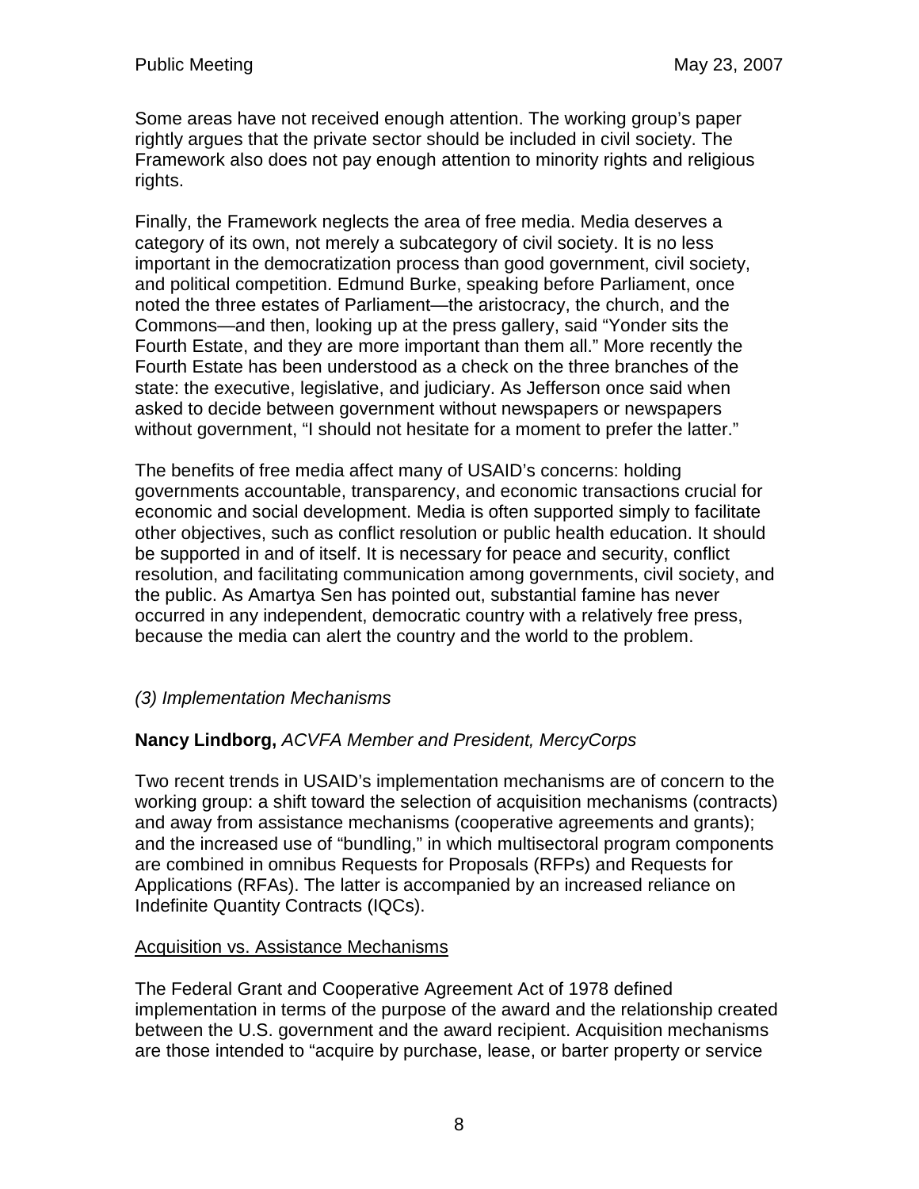Some areas have not received enough attention. The working group's paper rightly argues that the private sector should be included in civil society. The Framework also does not pay enough attention to minority rights and religious rights.

Finally, the Framework neglects the area of free media. Media deserves a category of its own, not merely a subcategory of civil society. It is no less important in the democratization process than good government, civil society, and political competition. Edmund Burke, speaking before Parliament, once noted the three estates of Parliament—the aristocracy, the church, and the Commons—and then, looking up at the press gallery, said "Yonder sits the Fourth Estate, and they are more important than them all." More recently the Fourth Estate has been understood as a check on the three branches of the state: the executive, legislative, and judiciary. As Jefferson once said when asked to decide between government without newspapers or newspapers without government, "I should not hesitate for a moment to prefer the latter."

The benefits of free media affect many of USAID's concerns: holding governments accountable, transparency, and economic transactions crucial for economic and social development. Media is often supported simply to facilitate other objectives, such as conflict resolution or public health education. It should be supported in and of itself. It is necessary for peace and security, conflict resolution, and facilitating communication among governments, civil society, and the public. As Amartya Sen has pointed out, substantial famine has never occurred in any independent, democratic country with a relatively free press, because the media can alert the country and the world to the problem.

### *(3) Implementation Mechanisms*

**Nancy Lindborg,** *ACVFA Member and President, MercyCorps*

Two recent trends in USAID's implementation mechanisms are of concern to the working group: a shift toward the selection of acquisition mechanisms (contracts) and away from assistance mechanisms (cooperative agreements and grants); and the increased use of "bundling," in which multisectoral program components are combined in omnibus Requests for Proposals (RFPs) and Requests for Applications (RFAs). The latter is accompanied by an increased reliance on Indefinite Quantity Contracts (IQCs).

#### Acquisition vs. Assistance Mechanisms

The Federal Grant and Cooperative Agreement Act of 1978 defined implementation in terms of the purpose of the award and the relationship created between the U.S. government and the award recipient. Acquisition mechanisms are those intended to "acquire by purchase, lease, or barter property or service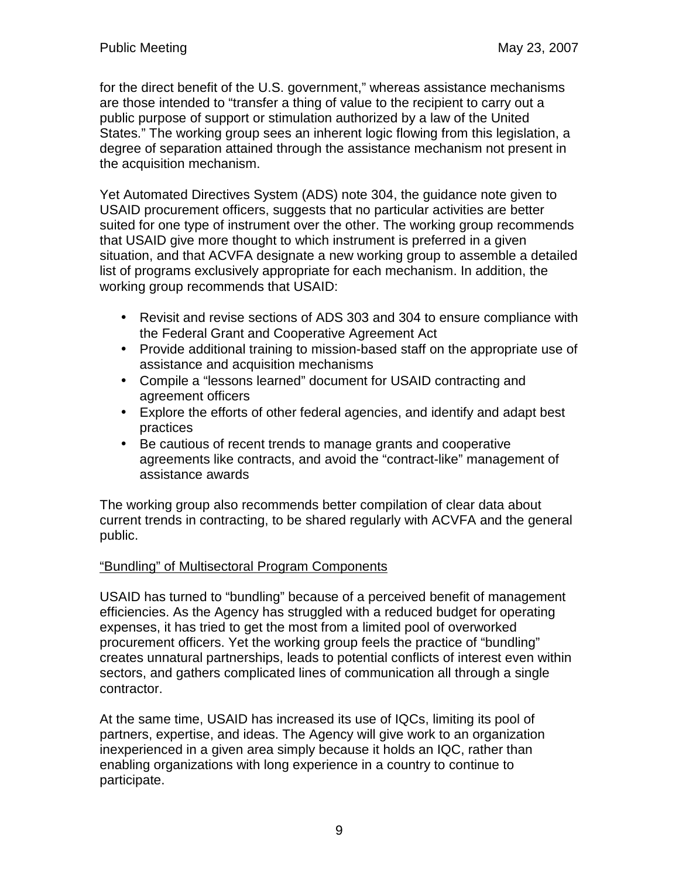for the direct benefit of the U.S. government," whereas assistance mechanisms are those intended to "transfer a thing of value to the recipient to carry out a public purpose of support or stimulation authorized by a law of the United States." The working group sees an inherent logic flowing from this legislation, a degree of separation attained through the assistance mechanism not present in the acquisition mechanism.

Yet Automated Directives System (ADS) note 304, the guidance note given to USAID procurement officers, suggests that no particular activities are better suited for one type of instrument over the other. The working group recommends that USAID give more thought to which instrument is preferred in a given situation, and that ACVFA designate a new working group to assemble a detailed list of programs exclusively appropriate for each mechanism. In addition, the working group recommends that USAID:

- Revisit and revise sections of ADS 303 and 304 to ensure compliance with the Federal Grant and Cooperative Agreement Act
- Provide additional training to mission-based staff on the appropriate use of assistance and acquisition mechanisms
- Compile a "lessons learned" document for USAID contracting and agreement officers
- Explore the efforts of other federal agencies, and identify and adapt best practices
- Be cautious of recent trends to manage grants and cooperative agreements like contracts, and avoid the "contract-like" management of assistance awards

The working group also recommends better compilation of clear data about current trends in contracting, to be shared regularly with ACVFA and the general public.

"Bundling" of Multisectoral Program Components

USAID has turned to "bundling" because of a perceived benefit of management efficiencies. As the Agency has struggled with a reduced budget for operating expenses, it has tried to get the most from a limited pool of overworked procurement officers. Yet the working group feels the practice of "bundling" creates unnatural partnerships, leads to potential conflicts of interest even within sectors, and gathers complicated lines of communication all through a single contractor.

At the same time, USAID has increased its use of IQCs, limiting its pool of partners, expertise, and ideas. The Agency will give work to an organization inexperienced in a given area simply because it holds an IQC, rather than enabling organizations with long experience in a country to continue to participate.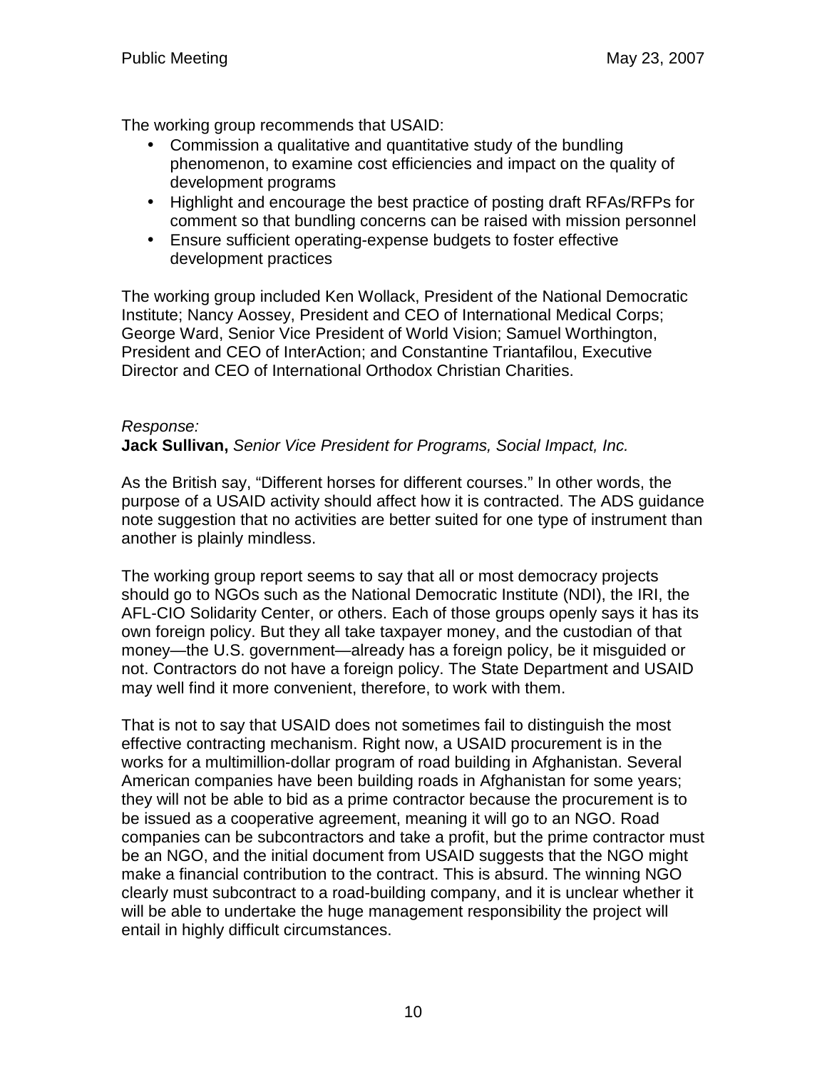The working group recommends that USAID:

- Commission a qualitative and quantitative study of the bundling phenomenon, to examine cost efficiencies and impact on the quality of development programs
- Highlight and encourage the best practice of posting draft RFAs/RFPs for comment so that bundling concerns can be raised with mission personnel
- Ensure sufficient operating-expense budgets to foster effective development practices

The working group included Ken Wollack, President of the National Democratic Institute; Nancy Aossey, President and CEO of International Medical Corps; George Ward, Senior Vice President of World Vision; Samuel Worthington, President and CEO of InterAction; and Constantine Triantafilou, Executive Director and CEO of International Orthodox Christian Charities.

*Response:*
**Jack Sullivan,** *Senior Vice President for Programs, Social Impact, Inc.*

As the British say, "Different horses for different courses." In other words, the purpose of a USAID activity should affect how it is contracted. The ADS guidance note suggestion that no activities are better suited for one type of instrument than another is plainly mindless.

The working group report seems to say that all or most democracy projects should go to NGOs such as the National Democratic Institute (NDI), the IRI, the AFL-CIO Solidarity Center, or others. Each of those groups openly says it has its own foreign policy. But they all take taxpayer money, and the custodian of that money—the U.S. government—already has a foreign policy, be it misguided or not. Contractors do not have a foreign policy. The State Department and USAID may well find it more convenient, therefore, to work with them.

That is not to say that USAID does not sometimes fail to distinguish the most effective contracting mechanism. Right now, a USAID procurement is in the works for a multimillion-dollar program of road building in Afghanistan. Several American companies have been building roads in Afghanistan for some years; they will not be able to bid as a prime contractor because the procurement is to be issued as a cooperative agreement, meaning it will go to an NGO. Road companies can be subcontractors and take a profit, but the prime contractor must be an NGO, and the initial document from USAID suggests that the NGO might make a financial contribution to the contract. This is absurd. The winning NGO clearly must subcontract to a road-building company, and it is unclear whether it will be able to undertake the huge management responsibility the project will entail in highly difficult circumstances.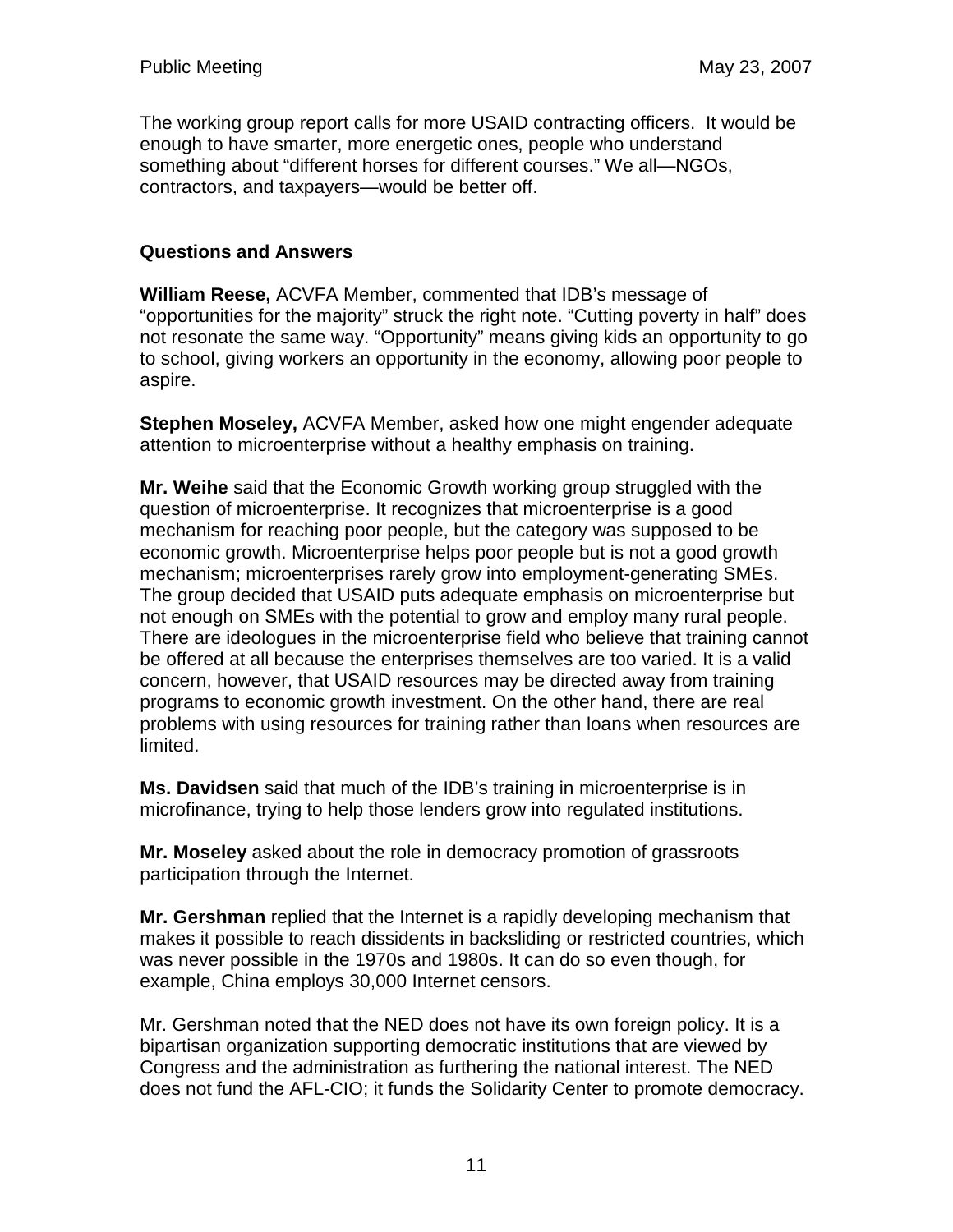The working group report calls for more USAID contracting officers. It would be enough to have smarter, more energetic ones, people who understand something about "different horses for different courses." We all—NGOs, contractors, and taxpayers—would be better off.

## Questions and Answers

**William Reese,** ACVFA Member, commented that IDB's message of "opportunities for the majority" struck the right note. "Cutting poverty in half" does not resonate the same way. "Opportunity" means giving kids an opportunity to go to school, giving workers an opportunity in the economy, allowing poor people to aspire.

**Stephen Moseley,** ACVFA Member, asked how one might engender adequate attention to microenterprise without a healthy emphasis on training.

**Mr. Weihe** said that the Economic Growth working group struggled with the question of microenterprise. It recognizes that microenterprise is a good mechanism for reaching poor people, but the category was supposed to be economic growth. Microenterprise helps poor people but is not a good growth mechanism; microenterprises rarely grow into employment-generating SMEs. The group decided that USAID puts adequate emphasis on microenterprise but not enough on SMEs with the potential to grow and employ many rural people. There are ideologues in the microenterprise field who believe that training cannot be offered at all because the enterprises themselves are too varied. It is a valid concern, however, that USAID resources may be directed away from training programs to economic growth investment. On the other hand, there are real problems with using resources for training rather than loans when resources are limited.

**Ms. Davidsen** said that much of the IDB's training in microenterprise is in microfinance, trying to help those lenders grow into regulated institutions.

**Mr. Moseley** asked about the role in democracy promotion of grassroots participation through the Internet.

**Mr. Gershman** replied that the Internet is a rapidly developing mechanism that makes it possible to reach dissidents in backsliding or restricted countries, which was never possible in the 1970s and 1980s. It can do so even though, for example, China employs 30,000 Internet censors.

Mr. Gershman noted that the NED does not have its own foreign policy. It is a bipartisan organization supporting democratic institutions that are viewed by Congress and the administration as furthering the national interest. The NED does not fund the AFL-CIO; it funds the Solidarity Center to promote democracy.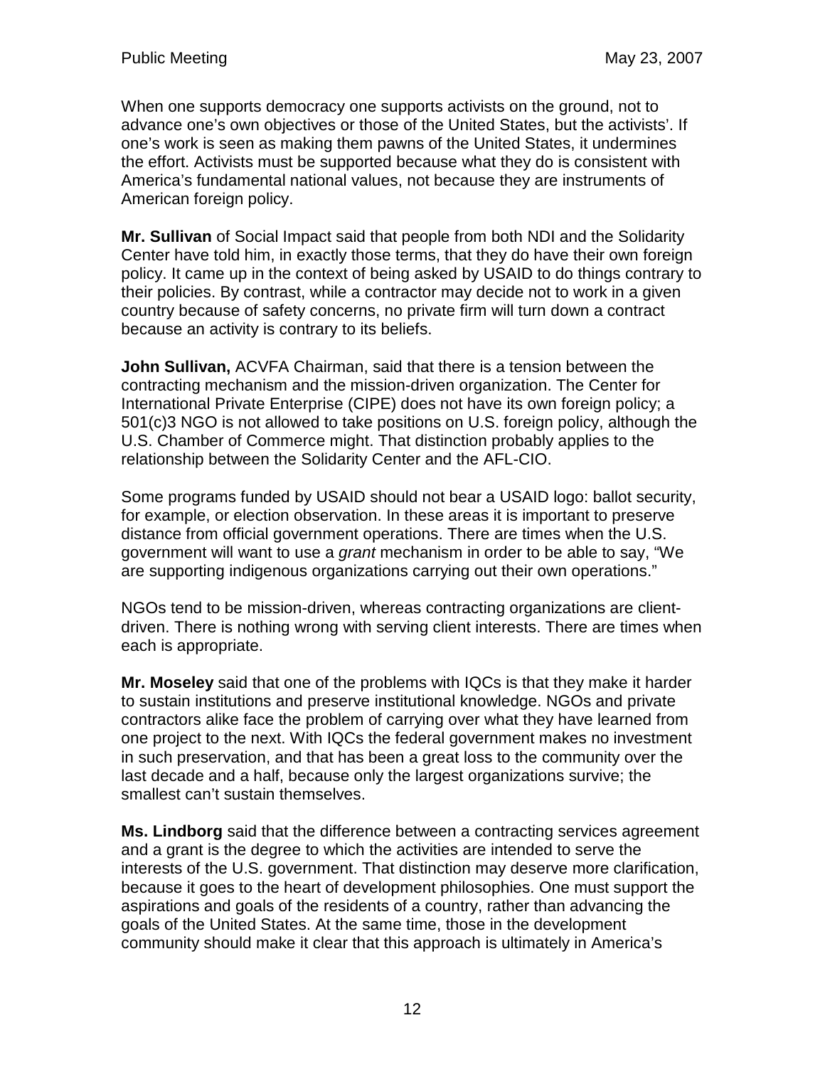When one supports democracy one supports activists on the ground, not to advance one's own objectives or those of the United States, but the activists'. If one's work is seen as making them pawns of the United States, it undermines the effort. Activists must be supported because what they do is consistent with America's fundamental national values, not because they are instruments of American foreign policy.

**Mr. Sullivan** of Social Impact said that people from both NDI and the Solidarity Center have told him, in exactly those terms, that they do have their own foreign policy. It came up in the context of being asked by USAID to do things contrary to their policies. By contrast, while a contractor may decide not to work in a given country because of safety concerns, no private firm will turn down a contract because an activity is contrary to its beliefs.

**John Sullivan,** ACVFA Chairman, said that there is a tension between the contracting mechanism and the mission-driven organization. The Center for International Private Enterprise (CIPE) does not have its own foreign policy; a 501(c)3 NGO is not allowed to take positions on U.S. foreign policy, although the U.S. Chamber of Commerce might. That distinction probably applies to the relationship between the Solidarity Center and the AFL-CIO.

Some programs funded by USAID should not bear a USAID logo: ballot security, for example, or election observation. In these areas it is important to preserve distance from official government operations. There are times when the U.S. government will want to use a *grant* mechanism in order to be able to say, "We are supporting indigenous organizations carrying out their own operations."

NGOs tend to be mission-driven, whereas contracting organizations are client-driven. There is nothing wrong with serving client interests. There are times when each is appropriate.

**Mr. Moseley** said that one of the problems with IQCs is that they make it harder to sustain institutions and preserve institutional knowledge. NGOs and private contractors alike face the problem of carrying over what they have learned from one project to the next. With IQCs the federal government makes no investment in such preservation, and that has been a great loss to the community over the last decade and a half, because only the largest organizations survive; the smallest can't sustain themselves.

**Ms. Lindborg** said that the difference between a contracting services agreement and a grant is the degree to which the activities are intended to serve the interests of the U.S. government. That distinction may deserve more clarification, because it goes to the heart of development philosophies. One must support the aspirations and goals of the residents of a country, rather than advancing the goals of the United States. At the same time, those in the development community should make it clear that this approach is ultimately in America's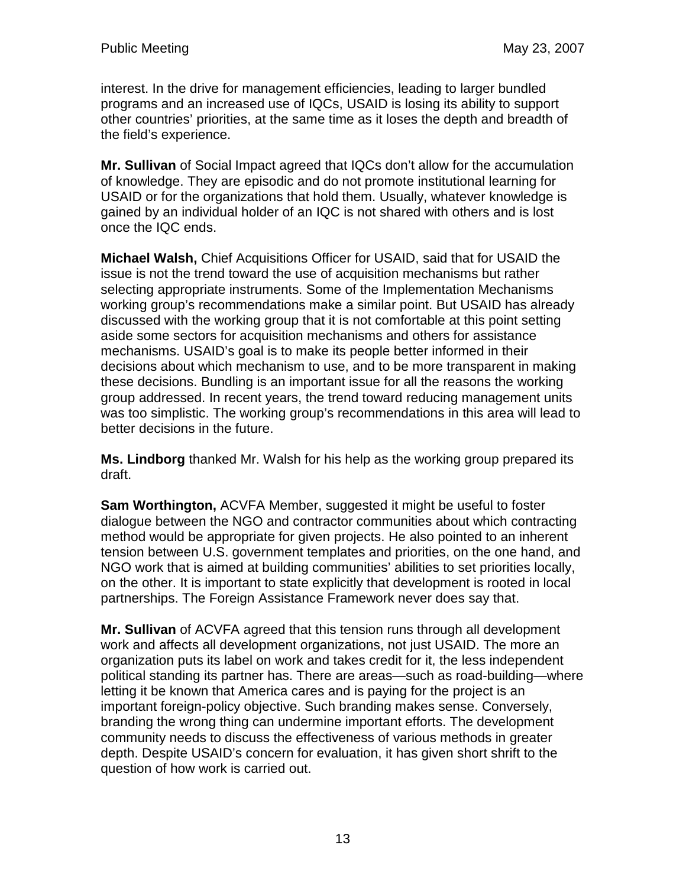interest. In the drive for management efficiencies, leading to larger bundled programs and an increased use of IQCs, USAID is losing its ability to support other countries' priorities, at the same time as it loses the depth and breadth of the field's experience.

**Mr. Sullivan** of Social Impact agreed that IQCs don't allow for the accumulation of knowledge. They are episodic and do not promote institutional learning for USAID or for the organizations that hold them. Usually, whatever knowledge is gained by an individual holder of an IQC is not shared with others and is lost once the IQC ends.

**Michael Walsh,** Chief Acquisitions Officer for USAID, said that for USAID the issue is not the trend toward the use of acquisition mechanisms but rather selecting appropriate instruments. Some of the Implementation Mechanisms working group's recommendations make a similar point. But USAID has already discussed with the working group that it is not comfortable at this point setting aside some sectors for acquisition mechanisms and others for assistance mechanisms. USAID's goal is to make its people better informed in their decisions about which mechanism to use, and to be more transparent in making these decisions. Bundling is an important issue for all the reasons the working group addressed. In recent years, the trend toward reducing management units was too simplistic. The working group's recommendations in this area will lead to better decisions in the future.

**Ms. Lindborg** thanked Mr. Walsh for his help as the working group prepared its draft.

**Sam Worthington,** ACVFA Member, suggested it might be useful to foster dialogue between the NGO and contractor communities about which contracting method would be appropriate for given projects. He also pointed to an inherent tension between U.S. government templates and priorities, on the one hand, and NGO work that is aimed at building communities' abilities to set priorities locally, on the other. It is important to state explicitly that development is rooted in local partnerships. The Foreign Assistance Framework never does say that.

**Mr. Sullivan** of ACVFA agreed that this tension runs through all development work and affects all development organizations, not just USAID. The more an organization puts its label on work and takes credit for it, the less independent political standing its partner has. There are areas—such as road-building—where letting it be known that America cares and is paying for the project is an important foreign-policy objective. Such branding makes sense. Conversely, branding the wrong thing can undermine important efforts. The development community needs to discuss the effectiveness of various methods in greater depth. Despite USAID's concern for evaluation, it has given short shrift to the question of how work is carried out.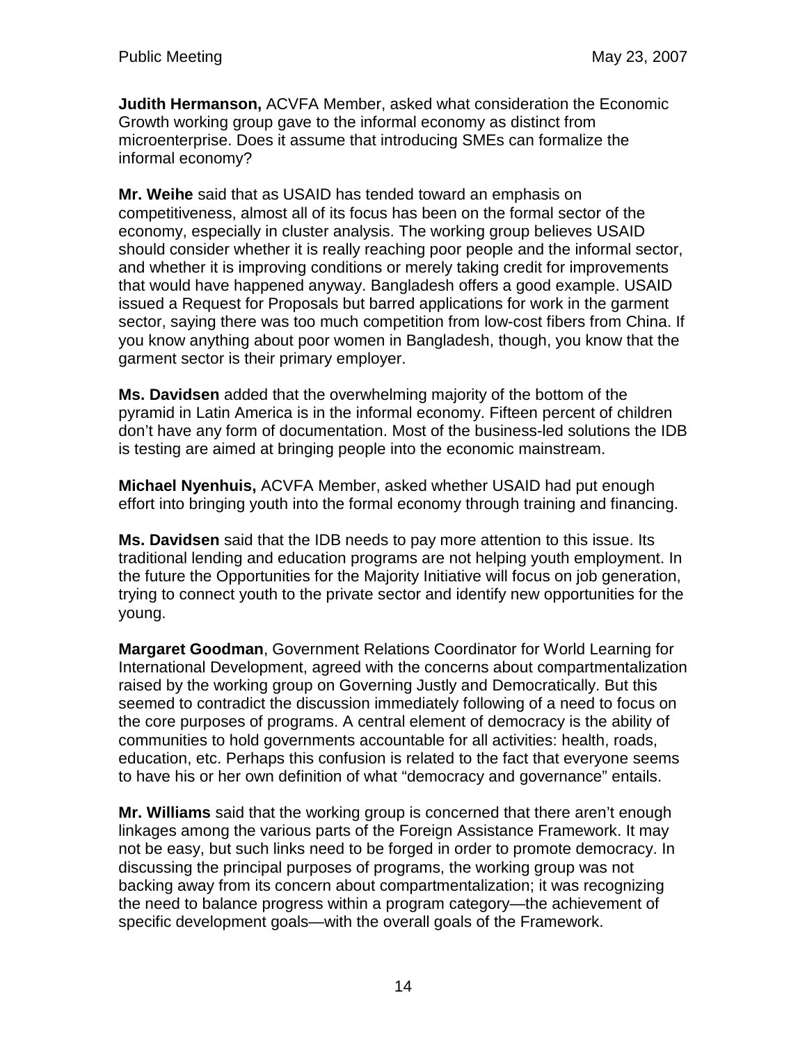**Judith Hermanson,** ACVFA Member, asked what consideration the Economic Growth working group gave to the informal economy as distinct from microenterprise. Does it assume that introducing SMEs can formalize the informal economy?

**Mr. Weihe** said that as USAID has tended toward an emphasis on competitiveness, almost all of its focus has been on the formal sector of the economy, especially in cluster analysis. The working group believes USAID should consider whether it is really reaching poor people and the informal sector, and whether it is improving conditions or merely taking credit for improvements that would have happened anyway. Bangladesh offers a good example. USAID issued a Request for Proposals but barred applications for work in the garment sector, saying there was too much competition from low-cost fibers from China. If you know anything about poor women in Bangladesh, though, you know that the garment sector is their primary employer.

**Ms. Davidsen** added that the overwhelming majority of the bottom of the pyramid in Latin America is in the informal economy. Fifteen percent of children don't have any form of documentation. Most of the business-led solutions the IDB is testing are aimed at bringing people into the economic mainstream.

**Michael Nyenhuis,** ACVFA Member, asked whether USAID had put enough effort into bringing youth into the formal economy through training and financing.

**Ms. Davidsen** said that the IDB needs to pay more attention to this issue. Its traditional lending and education programs are not helping youth employment. In the future the Opportunities for the Majority Initiative will focus on job generation, trying to connect youth to the private sector and identify new opportunities for the young.

**Margaret Goodman**, Government Relations Coordinator for World Learning for International Development, agreed with the concerns about compartmentalization raised by the working group on Governing Justly and Democratically. But this seemed to contradict the discussion immediately following of a need to focus on the core purposes of programs. A central element of democracy is the ability of communities to hold governments accountable for all activities: health, roads, education, etc. Perhaps this confusion is related to the fact that everyone seems to have his or her own definition of what "democracy and governance" entails.

**Mr. Williams** said that the working group is concerned that there aren't enough linkages among the various parts of the Foreign Assistance Framework. It may not be easy, but such links need to be forged in order to promote democracy. In discussing the principal purposes of programs, the working group was not backing away from its concern about compartmentalization; it was recognizing the need to balance progress within a program category—the achievement of specific development goals—with the overall goals of the Framework.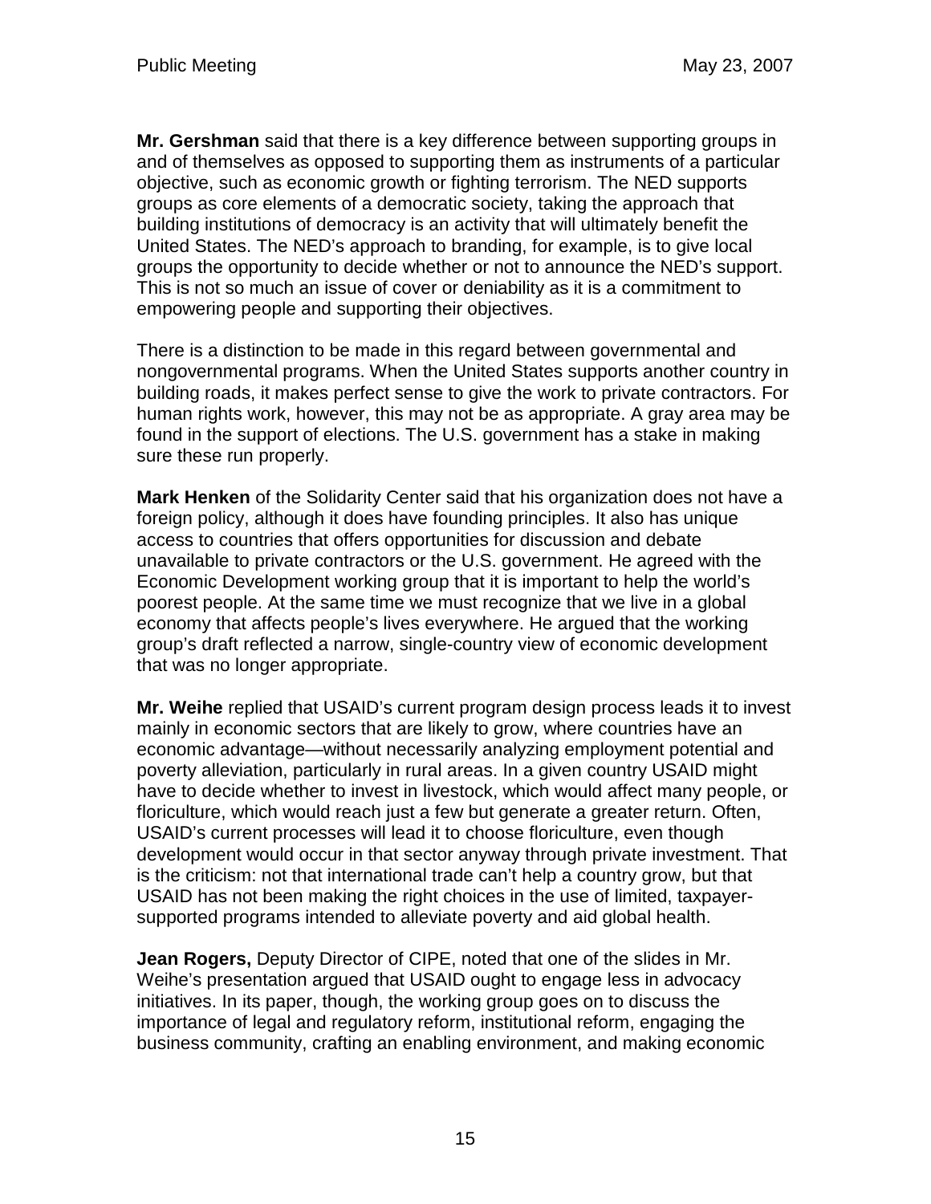**Mr. Gershman** said that there is a key difference between supporting groups in and of themselves as opposed to supporting them as instruments of a particular objective, such as economic growth or fighting terrorism. The NED supports groups as core elements of a democratic society, taking the approach that building institutions of democracy is an activity that will ultimately benefit the United States. The NED's approach to branding, for example, is to give local groups the opportunity to decide whether or not to announce the NED's support. This is not so much an issue of cover or deniability as it is a commitment to empowering people and supporting their objectives.

There is a distinction to be made in this regard between governmental and nongovernmental programs. When the United States supports another country in building roads, it makes perfect sense to give the work to private contractors. For human rights work, however, this may not be as appropriate. A gray area may be found in the support of elections. The U.S. government has a stake in making sure these run properly.

**Mark Henken** of the Solidarity Center said that his organization does not have a foreign policy, although it does have founding principles. It also has unique access to countries that offers opportunities for discussion and debate unavailable to private contractors or the U.S. government. He agreed with the Economic Development working group that it is important to help the world's poorest people. At the same time we must recognize that we live in a global economy that affects people's lives everywhere. He argued that the working group's draft reflected a narrow, single-country view of economic development that was no longer appropriate.

**Mr. Weihe** replied that USAID's current program design process leads it to invest mainly in economic sectors that are likely to grow, where countries have an economic advantage—without necessarily analyzing employment potential and poverty alleviation, particularly in rural areas. In a given country USAID might have to decide whether to invest in livestock, which would affect many people, or floriculture, which would reach just a few but generate a greater return. Often, USAID's current processes will lead it to choose floriculture, even though development would occur in that sector anyway through private investment. That is the criticism: not that international trade can't help a country grow, but that USAID has not been making the right choices in the use of limited, taxpayer-supported programs intended to alleviate poverty and aid global health.

**Jean Rogers,** Deputy Director of CIPE, noted that one of the slides in Mr. Weihe's presentation argued that USAID ought to engage less in advocacy initiatives. In its paper, though, the working group goes on to discuss the importance of legal and regulatory reform, institutional reform, engaging the business community, crafting an enabling environment, and making economic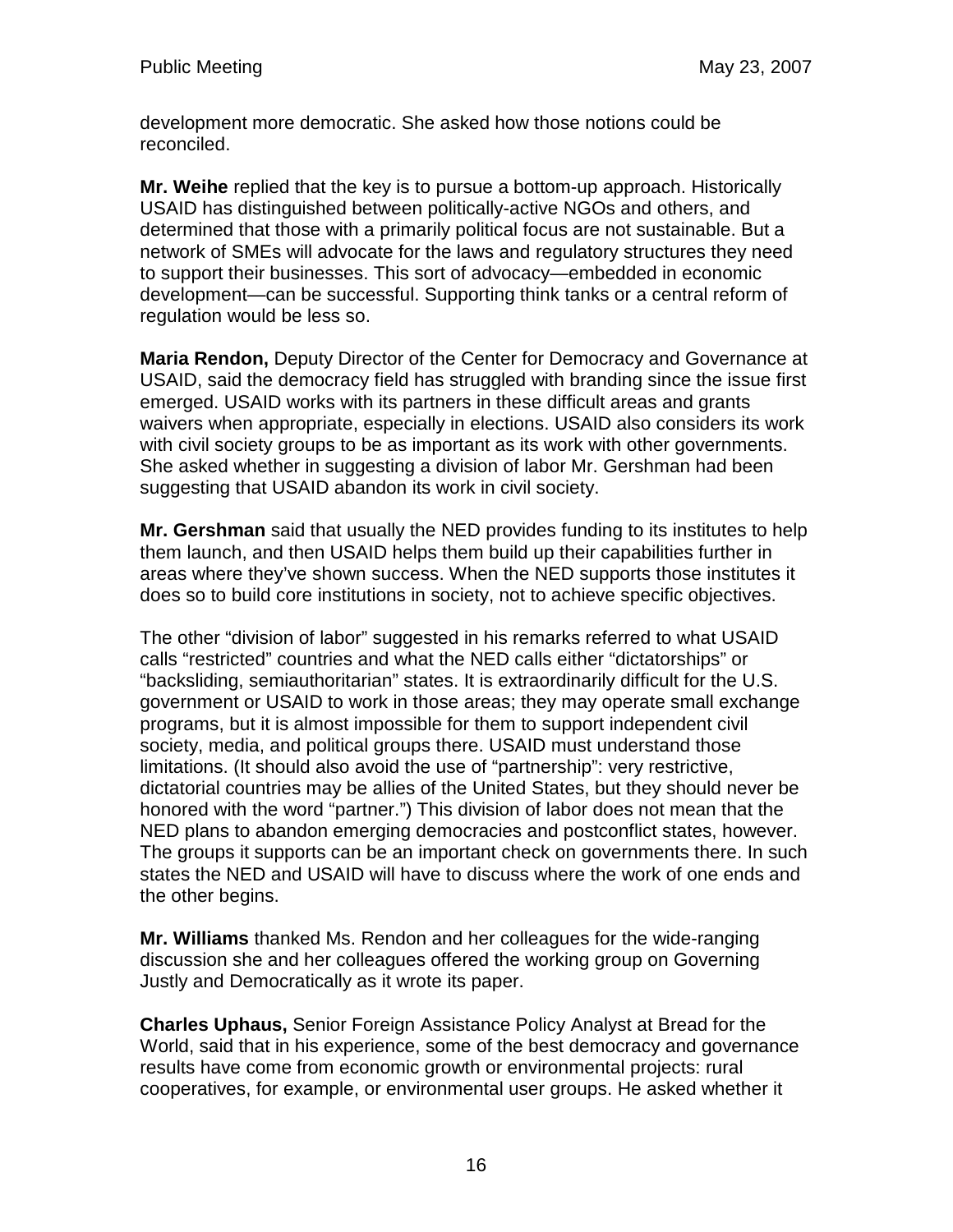development more democratic. She asked how those notions could be reconciled.

**Mr. Weihe** replied that the key is to pursue a bottom-up approach. Historically USAID has distinguished between politically-active NGOs and others, and determined that those with a primarily political focus are not sustainable. But a network of SMEs will advocate for the laws and regulatory structures they need to support their businesses. This sort of advocacy—embedded in economic development—can be successful. Supporting think tanks or a central reform of regulation would be less so.

**Maria Rendon,** Deputy Director of the Center for Democracy and Governance at USAID, said the democracy field has struggled with branding since the issue first emerged. USAID works with its partners in these difficult areas and grants waivers when appropriate, especially in elections. USAID also considers its work with civil society groups to be as important as its work with other governments. She asked whether in suggesting a division of labor Mr. Gershman had been suggesting that USAID abandon its work in civil society.

**Mr. Gershman** said that usually the NED provides funding to its institutes to help them launch, and then USAID helps them build up their capabilities further in areas where they've shown success. When the NED supports those institutes it does so to build core institutions in society, not to achieve specific objectives.

The other "division of labor" suggested in his remarks referred to what USAID calls "restricted" countries and what the NED calls either "dictatorships" or "backsliding, semiauthoritarian" states. It is extraordinarily difficult for the U.S. government or USAID to work in those areas; they may operate small exchange programs, but it is almost impossible for them to support independent civil society, media, and political groups there. USAID must understand those limitations. (It should also avoid the use of "partnership": very restrictive, dictatorial countries may be allies of the United States, but they should never be honored with the word "partner.") This division of labor does not mean that the NED plans to abandon emerging democracies and postconflict states, however. The groups it supports can be an important check on governments there. In such states the NED and USAID will have to discuss where the work of one ends and the other begins.

**Mr. Williams** thanked Ms. Rendon and her colleagues for the wide-ranging discussion she and her colleagues offered the working group on Governing Justly and Democratically as it wrote its paper.

**Charles Uphaus,** Senior Foreign Assistance Policy Analyst at Bread for the World, said that in his experience, some of the best democracy and governance results have come from economic growth or environmental projects: rural cooperatives, for example, or environmental user groups. He asked whether it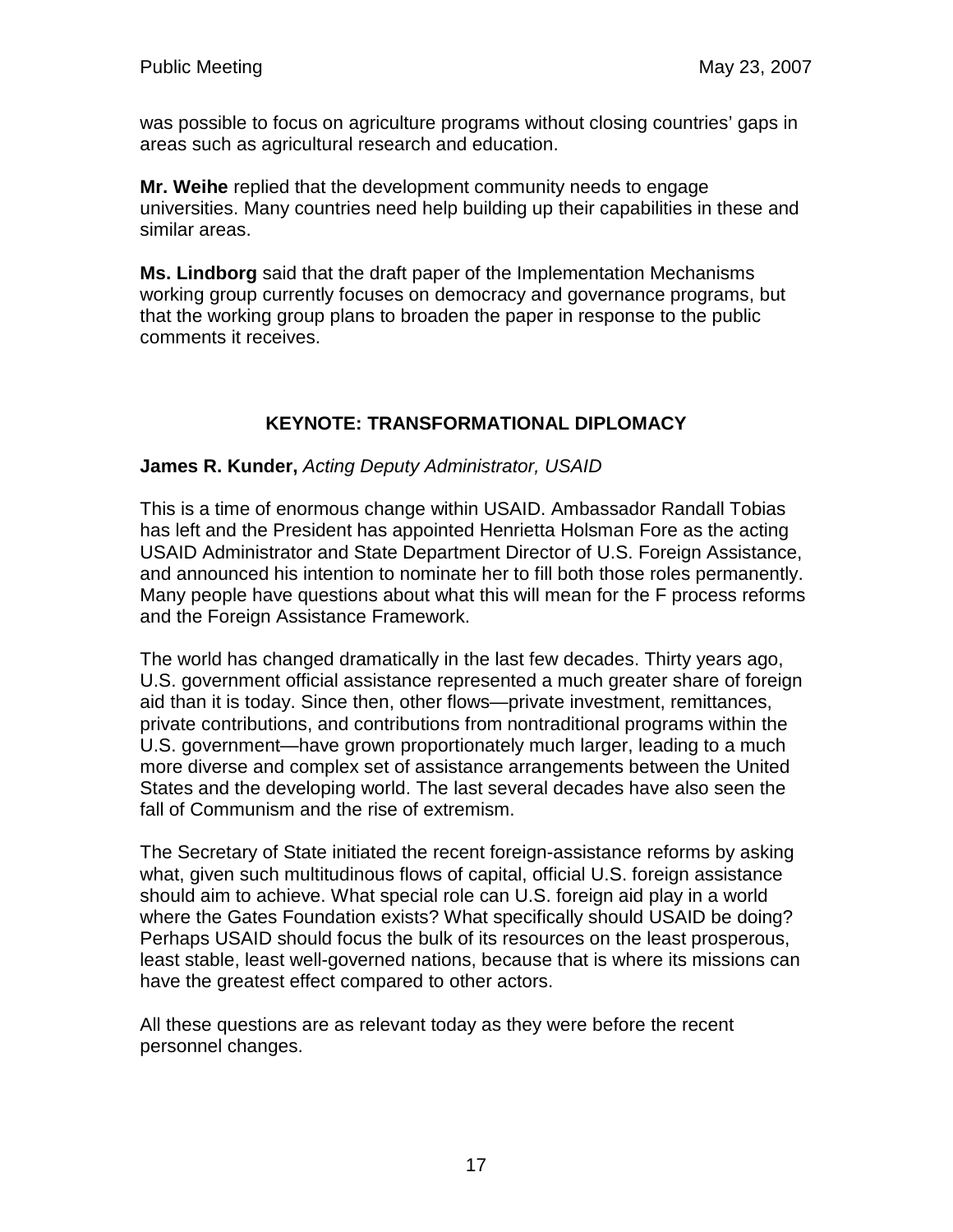was possible to focus on agriculture programs without closing countries' gaps in areas such as agricultural research and education.

**Mr. Weihe** replied that the development community needs to engage universities. Many countries need help building up their capabilities in these and similar areas.

**Ms. Lindborg** said that the draft paper of the Implementation Mechanisms working group currently focuses on democracy and governance programs, but that the working group plans to broaden the paper in response to the public comments it receives.

## KEYNOTE: TRANSFORMATIONAL DIPLOMACY

**James R. Kunder,** *Acting Deputy Administrator, USAID*

This is a time of enormous change within USAID. Ambassador Randall Tobias has left and the President has appointed Henrietta Holsman Fore as the acting USAID Administrator and State Department Director of U.S. Foreign Assistance, and announced his intention to nominate her to fill both those roles permanently. Many people have questions about what this will mean for the F process reforms and the Foreign Assistance Framework.

The world has changed dramatically in the last few decades. Thirty years ago, U.S. government official assistance represented a much greater share of foreign aid than it is today. Since then, other flows—private investment, remittances, private contributions, and contributions from nontraditional programs within the U.S. government—have grown proportionately much larger, leading to a much more diverse and complex set of assistance arrangements between the United States and the developing world. The last several decades have also seen the fall of Communism and the rise of extremism.

The Secretary of State initiated the recent foreign-assistance reforms by asking what, given such multitudinous flows of capital, official U.S. foreign assistance should aim to achieve. What special role can U.S. foreign aid play in a world where the Gates Foundation exists? What specifically should USAID be doing? Perhaps USAID should focus the bulk of its resources on the least prosperous, least stable, least well-governed nations, because that is where its missions can have the greatest effect compared to other actors.

All these questions are as relevant today as they were before the recent personnel changes.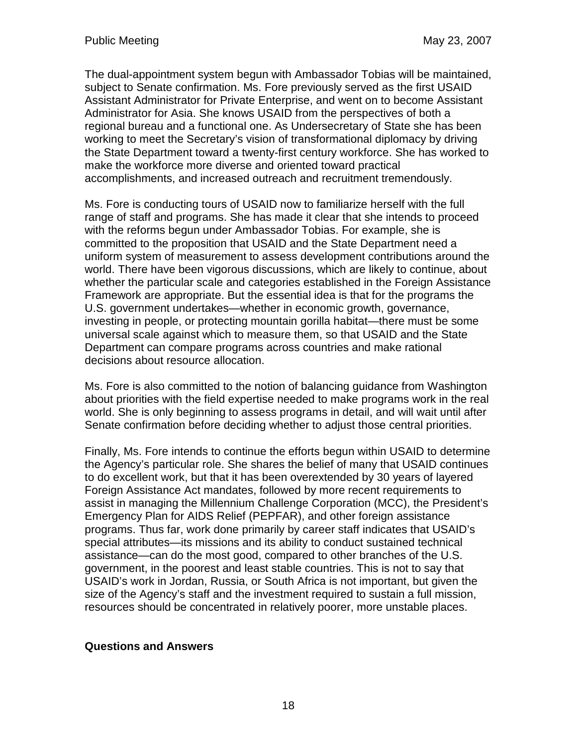The dual-appointment system begun with Ambassador Tobias will be maintained, subject to Senate confirmation. Ms. Fore previously served as the first USAID Assistant Administrator for Private Enterprise, and went on to become Assistant Administrator for Asia. She knows USAID from the perspectives of both a regional bureau and a functional one. As Undersecretary of State she has been working to meet the Secretary's vision of transformational diplomacy by driving the State Department toward a twenty-first century workforce. She has worked to make the workforce more diverse and oriented toward practical accomplishments, and increased outreach and recruitment tremendously.

Ms. Fore is conducting tours of USAID now to familiarize herself with the full range of staff and programs. She has made it clear that she intends to proceed with the reforms begun under Ambassador Tobias. For example, she is committed to the proposition that USAID and the State Department need a uniform system of measurement to assess development contributions around the world. There have been vigorous discussions, which are likely to continue, about whether the particular scale and categories established in the Foreign Assistance Framework are appropriate. But the essential idea is that for the programs the U.S. government undertakes—whether in economic growth, governance, investing in people, or protecting mountain gorilla habitat—there must be some universal scale against which to measure them, so that USAID and the State Department can compare programs across countries and make rational decisions about resource allocation.

Ms. Fore is also committed to the notion of balancing guidance from Washington about priorities with the field expertise needed to make programs work in the real world. She is only beginning to assess programs in detail, and will wait until after Senate confirmation before deciding whether to adjust those central priorities.

Finally, Ms. Fore intends to continue the efforts begun within USAID to determine the Agency's particular role. She shares the belief of many that USAID continues to do excellent work, but that it has been overextended by 30 years of layered Foreign Assistance Act mandates, followed by more recent requirements to assist in managing the Millennium Challenge Corporation (MCC), the President's Emergency Plan for AIDS Relief (PEPFAR), and other foreign assistance programs. Thus far, work done primarily by career staff indicates that USAID's special attributes—its missions and its ability to conduct sustained technical assistance—can do the most good, compared to other branches of the U.S. government, in the poorest and least stable countries. This is not to say that USAID's work in Jordan, Russia, or South Africa is not important, but given the size of the Agency's staff and the investment required to sustain a full mission, resources should be concentrated in relatively poorer, more unstable places.

**Questions and Answers**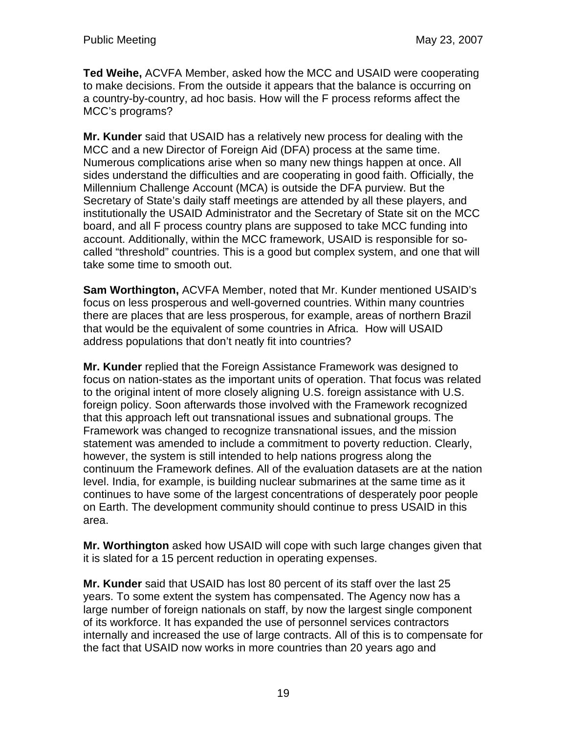**Ted Weihe,** ACVFA Member, asked how the MCC and USAID were cooperating to make decisions. From the outside it appears that the balance is occurring on a country-by-country, ad hoc basis. How will the F process reforms affect the MCC's programs?

**Mr. Kunder** said that USAID has a relatively new process for dealing with the MCC and a new Director of Foreign Aid (DFA) process at the same time. Numerous complications arise when so many new things happen at once. All sides understand the difficulties and are cooperating in good faith. Officially, the Millennium Challenge Account (MCA) is outside the DFA purview. But the Secretary of State's daily staff meetings are attended by all these players, and institutionally the USAID Administrator and the Secretary of State sit on the MCC board, and all F process country plans are supposed to take MCC funding into account. Additionally, within the MCC framework, USAID is responsible for so-called "threshold" countries. This is a good but complex system, and one that will take some time to smooth out.

**Sam Worthington,** ACVFA Member, noted that Mr. Kunder mentioned USAID's focus on less prosperous and well-governed countries. Within many countries there are places that are less prosperous, for example, areas of northern Brazil that would be the equivalent of some countries in Africa. How will USAID address populations that don't neatly fit into countries?

**Mr. Kunder** replied that the Foreign Assistance Framework was designed to focus on nation-states as the important units of operation. That focus was related to the original intent of more closely aligning U.S. foreign assistance with U.S. foreign policy. Soon afterwards those involved with the Framework recognized that this approach left out transnational issues and subnational groups. The Framework was changed to recognize transnational issues, and the mission statement was amended to include a commitment to poverty reduction. Clearly, however, the system is still intended to help nations progress along the continuum the Framework defines. All of the evaluation datasets are at the nation level. India, for example, is building nuclear submarines at the same time as it continues to have some of the largest concentrations of desperately poor people on Earth. The development community should continue to press USAID in this area.

**Mr. Worthington** asked how USAID will cope with such large changes given that it is slated for a 15 percent reduction in operating expenses.

**Mr. Kunder** said that USAID has lost 80 percent of its staff over the last 25 years. To some extent the system has compensated. The Agency now has a large number of foreign nationals on staff, by now the largest single component of its workforce. It has expanded the use of personnel services contractors internally and increased the use of large contracts. All of this is to compensate for the fact that USAID now works in more countries than 20 years ago and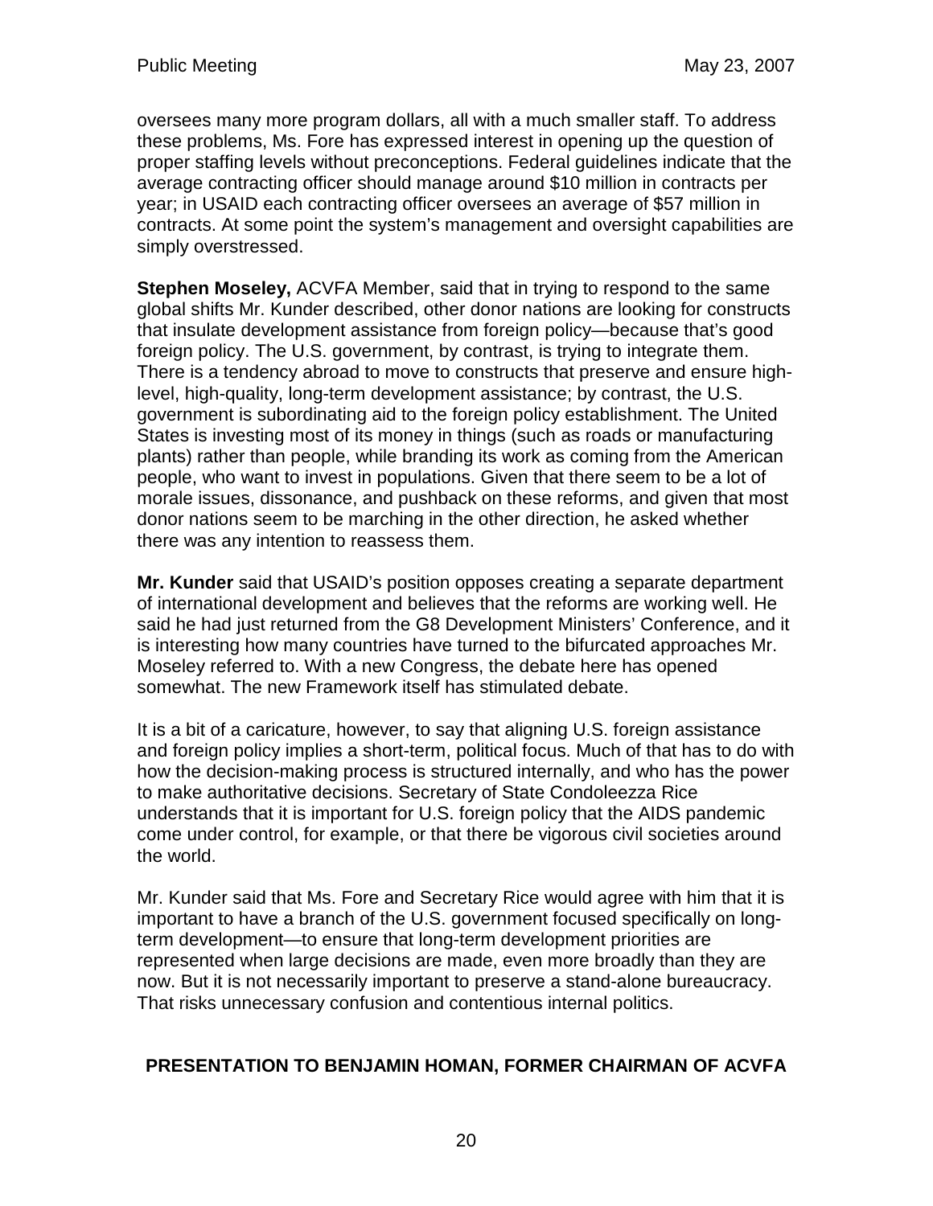oversees many more program dollars, all with a much smaller staff. To address these problems, Ms. Fore has expressed interest in opening up the question of proper staffing levels without preconceptions. Federal guidelines indicate that the average contracting officer should manage around $10 million in contracts per year; in USAID each contracting officer oversees an average of $57 million in contracts. At some point the system's management and oversight capabilities are simply overstressed.

**Stephen Moseley,** ACVFA Member, said that in trying to respond to the same global shifts Mr. Kunder described, other donor nations are looking for constructs that insulate development assistance from foreign policy—because that's good foreign policy. The U.S. government, by contrast, is trying to integrate them. There is a tendency abroad to move to constructs that preserve and ensure high-level, high-quality, long-term development assistance; by contrast, the U.S. government is subordinating aid to the foreign policy establishment. The United States is investing most of its money in things (such as roads or manufacturing plants) rather than people, while branding its work as coming from the American people, who want to invest in populations. Given that there seem to be a lot of morale issues, dissonance, and pushback on these reforms, and given that most donor nations seem to be marching in the other direction, he asked whether there was any intention to reassess them.

**Mr. Kunder** said that USAID's position opposes creating a separate department of international development and believes that the reforms are working well. He said he had just returned from the G8 Development Ministers' Conference, and it is interesting how many countries have turned to the bifurcated approaches Mr. Moseley referred to. With a new Congress, the debate here has opened somewhat. The new Framework itself has stimulated debate.

It is a bit of a caricature, however, to say that aligning U.S. foreign assistance and foreign policy implies a short-term, political focus. Much of that has to do with how the decision-making process is structured internally, and who has the power to make authoritative decisions. Secretary of State Condoleezza Rice understands that it is important for U.S. foreign policy that the AIDS pandemic come under control, for example, or that there be vigorous civil societies around the world.

Mr. Kunder said that Ms. Fore and Secretary Rice would agree with him that it is important to have a branch of the U.S. government focused specifically on long-term development—to ensure that long-term development priorities are represented when large decisions are made, even more broadly than they are now. But it is not necessarily important to preserve a stand-alone bureaucracy. That risks unnecessary confusion and contentious internal politics.

## PRESENTATION TO BENJAMIN HOMAN, FORMER CHAIRMAN OF ACVFA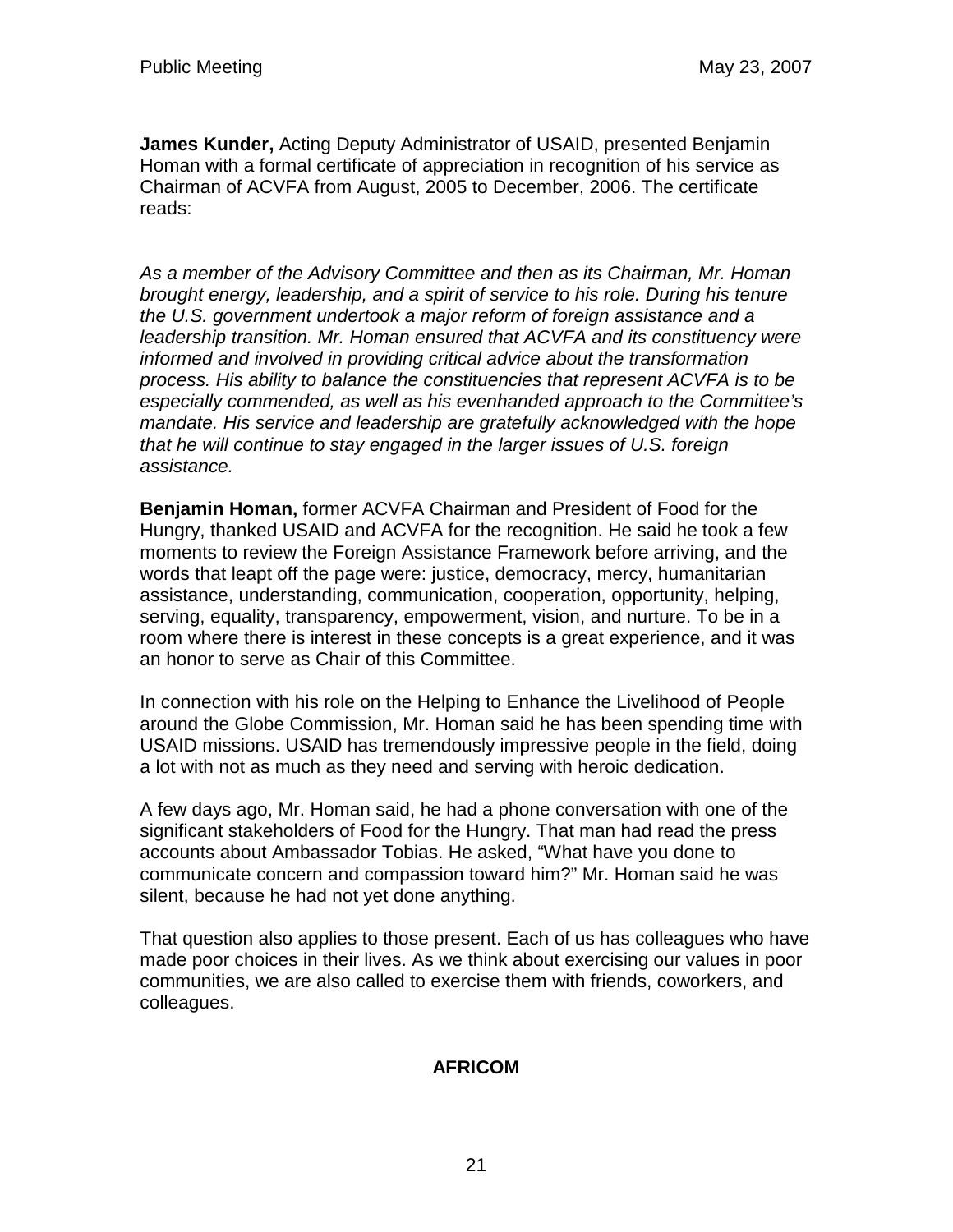**James Kunder,** Acting Deputy Administrator of USAID, presented Benjamin Homan with a formal certificate of appreciation in recognition of his service as Chairman of ACVFA from August, 2005 to December, 2006. The certificate reads:

*As a member of the Advisory Committee and then as its Chairman, Mr. Homan brought energy, leadership, and a spirit of service to his role. During his tenure the U.S. government undertook a major reform of foreign assistance and a leadership transition. Mr. Homan ensured that ACVFA and its constituency were informed and involved in providing critical advice about the transformation process. His ability to balance the constituencies that represent ACVFA is to be especially commended, as well as his evenhanded approach to the Committee's mandate. His service and leadership are gratefully acknowledged with the hope that he will continue to stay engaged in the larger issues of U.S. foreign assistance.*

**Benjamin Homan,** former ACVFA Chairman and President of Food for the Hungry, thanked USAID and ACVFA for the recognition. He said he took a few moments to review the Foreign Assistance Framework before arriving, and the words that leapt off the page were: justice, democracy, mercy, humanitarian assistance, understanding, communication, cooperation, opportunity, helping, serving, equality, transparency, empowerment, vision, and nurture. To be in a room where there is interest in these concepts is a great experience, and it was an honor to serve as Chair of this Committee.

In connection with his role on the Helping to Enhance the Livelihood of People around the Globe Commission, Mr. Homan said he has been spending time with USAID missions. USAID has tremendously impressive people in the field, doing a lot with not as much as they need and serving with heroic dedication.

A few days ago, Mr. Homan said, he had a phone conversation with one of the significant stakeholders of Food for the Hungry. That man had read the press accounts about Ambassador Tobias. He asked, "What have you done to communicate concern and compassion toward him?" Mr. Homan said he was silent, because he had not yet done anything.

That question also applies to those present. Each of us has colleagues who have made poor choices in their lives. As we think about exercising our values in poor communities, we are also called to exercise them with friends, coworkers, and colleagues.

## AFRICOM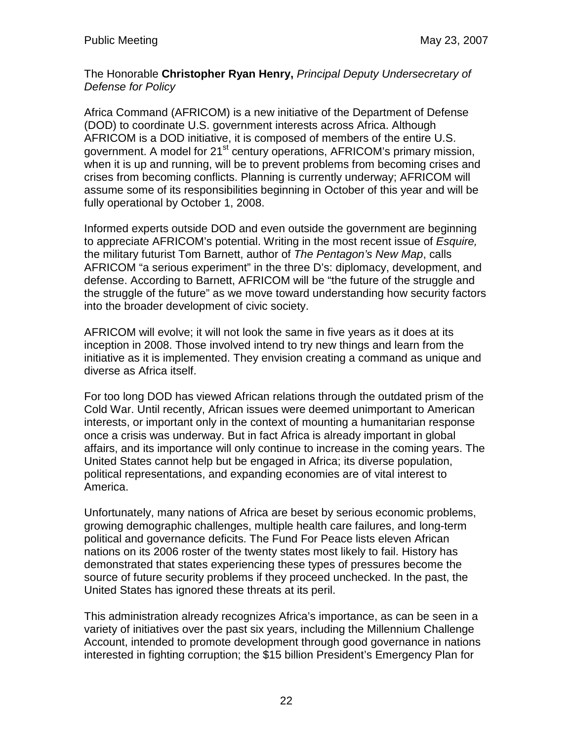The Honorable **Christopher Ryan Henry,** *Principal Deputy Undersecretary of Defense for Policy*

Africa Command (AFRICOM) is a new initiative of the Department of Defense (DOD) to coordinate U.S. government interests across Africa. Although AFRICOM is a DOD initiative, it is composed of members of the entire U.S. government. A model for 21st century operations, AFRICOM's primary mission, when it is up and running, will be to prevent problems from becoming crises and crises from becoming conflicts. Planning is currently underway; AFRICOM will assume some of its responsibilities beginning in October of this year and will be fully operational by October 1, 2008.

Informed experts outside DOD and even outside the government are beginning to appreciate AFRICOM's potential. Writing in the most recent issue of *Esquire,* the military futurist Tom Barnett, author of *The Pentagon's New Map*, calls AFRICOM "a serious experiment" in the three D's: diplomacy, development, and defense. According to Barnett, AFRICOM will be "the future of the struggle and the struggle of the future" as we move toward understanding how security factors into the broader development of civic society.

AFRICOM will evolve; it will not look the same in five years as it does at its inception in 2008. Those involved intend to try new things and learn from the initiative as it is implemented. They envision creating a command as unique and diverse as Africa itself.

For too long DOD has viewed African relations through the outdated prism of the Cold War. Until recently, African issues were deemed unimportant to American interests, or important only in the context of mounting a humanitarian response once a crisis was underway. But in fact Africa is already important in global affairs, and its importance will only continue to increase in the coming years. The United States cannot help but be engaged in Africa; its diverse population, political representations, and expanding economies are of vital interest to America.

Unfortunately, many nations of Africa are beset by serious economic problems, growing demographic challenges, multiple health care failures, and long-term political and governance deficits. The Fund For Peace lists eleven African nations on its 2006 roster of the twenty states most likely to fail. History has demonstrated that states experiencing these types of pressures become the source of future security problems if they proceed unchecked. In the past, the United States has ignored these threats at its peril.

This administration already recognizes Africa's importance, as can be seen in a variety of initiatives over the past six years, including the Millennium Challenge Account, intended to promote development through good governance in nations interested in fighting corruption; the $15 billion President's Emergency Plan for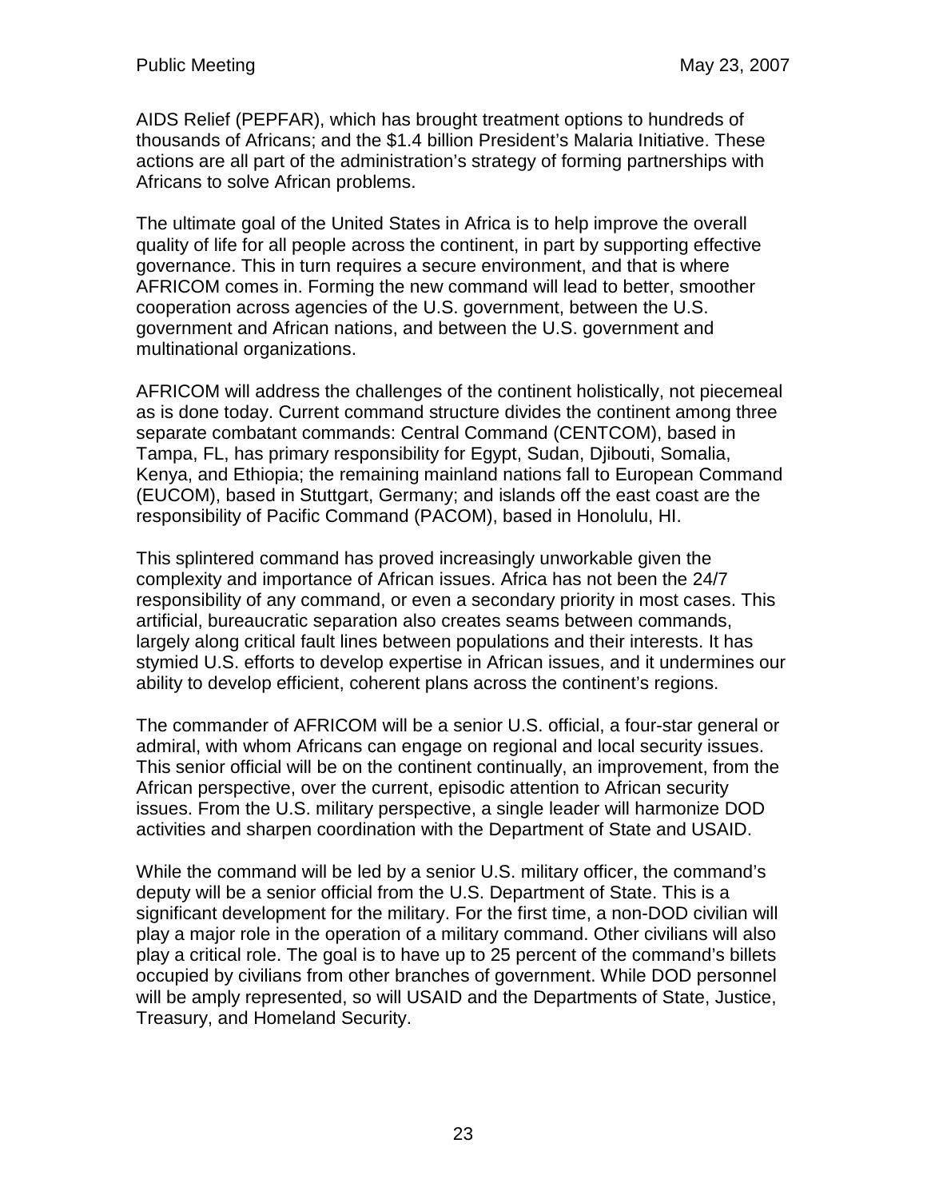AIDS Relief (PEPFAR), which has brought treatment options to hundreds of thousands of Africans; and the $1.4 billion President's Malaria Initiative. These actions are all part of the administration's strategy of forming partnerships with Africans to solve African problems.

The ultimate goal of the United States in Africa is to help improve the overall quality of life for all people across the continent, in part by supporting effective governance. This in turn requires a secure environment, and that is where AFRICOM comes in. Forming the new command will lead to better, smoother cooperation across agencies of the U.S. government, between the U.S. government and African nations, and between the U.S. government and multinational organizations.

AFRICOM will address the challenges of the continent holistically, not piecemeal as is done today. Current command structure divides the continent among three separate combatant commands: Central Command (CENTCOM), based in Tampa, FL, has primary responsibility for Egypt, Sudan, Djibouti, Somalia, Kenya, and Ethiopia; the remaining mainland nations fall to European Command (EUCOM), based in Stuttgart, Germany; and islands off the east coast are the responsibility of Pacific Command (PACOM), based in Honolulu, HI.

This splintered command has proved increasingly unworkable given the complexity and importance of African issues. Africa has not been the 24/7 responsibility of any command, or even a secondary priority in most cases. This artificial, bureaucratic separation also creates seams between commands, largely along critical fault lines between populations and their interests. It has stymied U.S. efforts to develop expertise in African issues, and it undermines our ability to develop efficient, coherent plans across the continent's regions.

The commander of AFRICOM will be a senior U.S. official, a four-star general or admiral, with whom Africans can engage on regional and local security issues. This senior official will be on the continent continually, an improvement, from the African perspective, over the current, episodic attention to African security issues. From the U.S. military perspective, a single leader will harmonize DOD activities and sharpen coordination with the Department of State and USAID.

While the command will be led by a senior U.S. military officer, the command's deputy will be a senior official from the U.S. Department of State. This is a significant development for the military. For the first time, a non-DOD civilian will play a major role in the operation of a military command. Other civilians will also play a critical role. The goal is to have up to 25 percent of the command's billets occupied by civilians from other branches of government. While DOD personnel will be amply represented, so will USAID and the Departments of State, Justice, Treasury, and Homeland Security.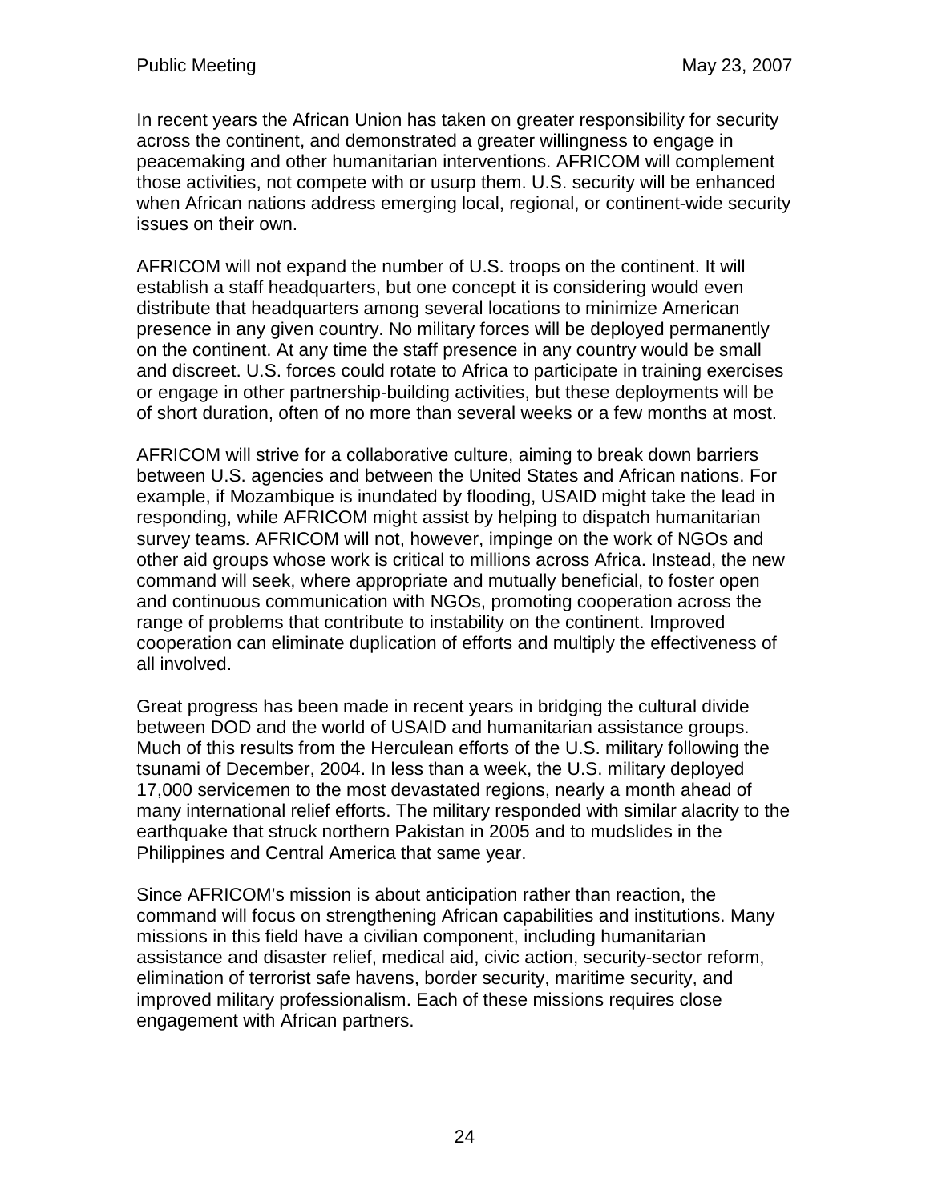In recent years the African Union has taken on greater responsibility for security across the continent, and demonstrated a greater willingness to engage in peacemaking and other humanitarian interventions. AFRICOM will complement those activities, not compete with or usurp them. U.S. security will be enhanced when African nations address emerging local, regional, or continent-wide security issues on their own.

AFRICOM will not expand the number of U.S. troops on the continent. It will establish a staff headquarters, but one concept it is considering would even distribute that headquarters among several locations to minimize American presence in any given country. No military forces will be deployed permanently on the continent. At any time the staff presence in any country would be small and discreet. U.S. forces could rotate to Africa to participate in training exercises or engage in other partnership-building activities, but these deployments will be of short duration, often of no more than several weeks or a few months at most.

AFRICOM will strive for a collaborative culture, aiming to break down barriers between U.S. agencies and between the United States and African nations. For example, if Mozambique is inundated by flooding, USAID might take the lead in responding, while AFRICOM might assist by helping to dispatch humanitarian survey teams. AFRICOM will not, however, impinge on the work of NGOs and other aid groups whose work is critical to millions across Africa. Instead, the new command will seek, where appropriate and mutually beneficial, to foster open and continuous communication with NGOs, promoting cooperation across the range of problems that contribute to instability on the continent. Improved cooperation can eliminate duplication of efforts and multiply the effectiveness of all involved.

Great progress has been made in recent years in bridging the cultural divide between DOD and the world of USAID and humanitarian assistance groups. Much of this results from the Herculean efforts of the U.S. military following the tsunami of December, 2004. In less than a week, the U.S. military deployed 17,000 servicemen to the most devastated regions, nearly a month ahead of many international relief efforts. The military responded with similar alacrity to the earthquake that struck northern Pakistan in 2005 and to mudslides in the Philippines and Central America that same year.

Since AFRICOM's mission is about anticipation rather than reaction, the command will focus on strengthening African capabilities and institutions. Many missions in this field have a civilian component, including humanitarian assistance and disaster relief, medical aid, civic action, security-sector reform, elimination of terrorist safe havens, border security, maritime security, and improved military professionalism. Each of these missions requires close engagement with African partners.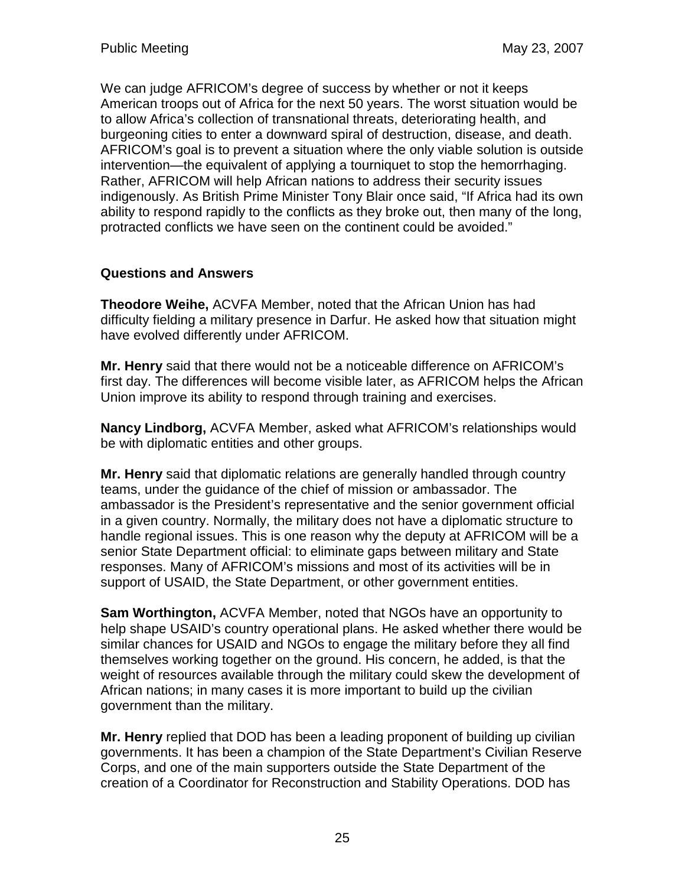We can judge AFRICOM's degree of success by whether or not it keeps American troops out of Africa for the next 50 years. The worst situation would be to allow Africa's collection of transnational threats, deteriorating health, and burgeoning cities to enter a downward spiral of destruction, disease, and death. AFRICOM's goal is to prevent a situation where the only viable solution is outside intervention—the equivalent of applying a tourniquet to stop the hemorrhaging. Rather, AFRICOM will help African nations to address their security issues indigenously. As British Prime Minister Tony Blair once said, "If Africa had its own ability to respond rapidly to the conflicts as they broke out, then many of the long, protracted conflicts we have seen on the continent could be avoided."

### Questions and Answers

**Theodore Weihe,** ACVFA Member, noted that the African Union has had difficulty fielding a military presence in Darfur. He asked how that situation might have evolved differently under AFRICOM.

**Mr. Henry** said that there would not be a noticeable difference on AFRICOM's first day. The differences will become visible later, as AFRICOM helps the African Union improve its ability to respond through training and exercises.

**Nancy Lindborg,** ACVFA Member, asked what AFRICOM's relationships would be with diplomatic entities and other groups.

**Mr. Henry** said that diplomatic relations are generally handled through country teams, under the guidance of the chief of mission or ambassador. The ambassador is the President's representative and the senior government official in a given country. Normally, the military does not have a diplomatic structure to handle regional issues. This is one reason why the deputy at AFRICOM will be a senior State Department official: to eliminate gaps between military and State responses. Many of AFRICOM's missions and most of its activities will be in support of USAID, the State Department, or other government entities.

**Sam Worthington,** ACVFA Member, noted that NGOs have an opportunity to help shape USAID's country operational plans. He asked whether there would be similar chances for USAID and NGOs to engage the military before they all find themselves working together on the ground. His concern, he added, is that the weight of resources available through the military could skew the development of African nations; in many cases it is more important to build up the civilian government than the military.

**Mr. Henry** replied that DOD has been a leading proponent of building up civilian governments. It has been a champion of the State Department's Civilian Reserve Corps, and one of the main supporters outside the State Department of the creation of a Coordinator for Reconstruction and Stability Operations. DOD has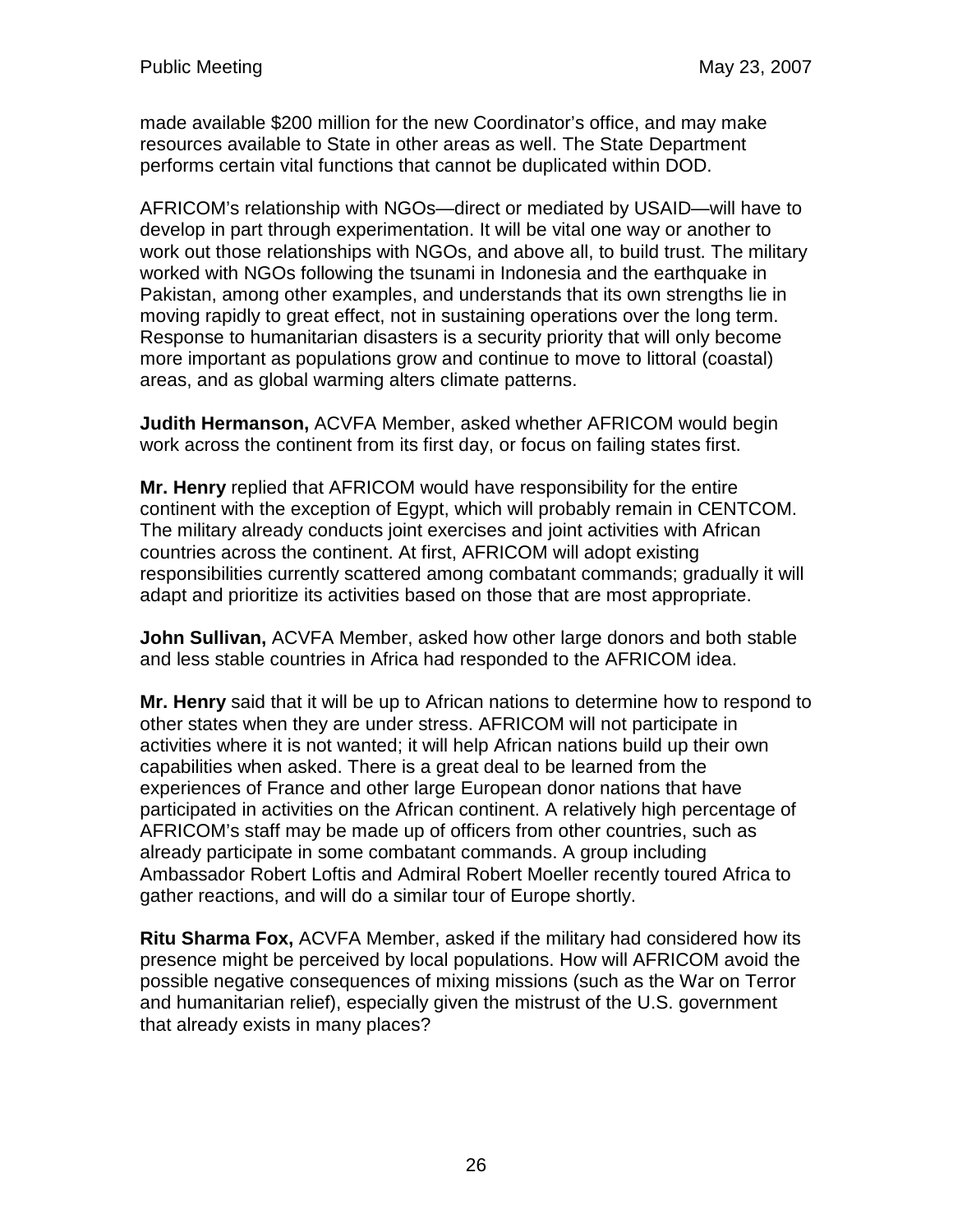made available $200 million for the new Coordinator's office, and may make resources available to State in other areas as well. The State Department performs certain vital functions that cannot be duplicated within DOD.

AFRICOM's relationship with NGOs—direct or mediated by USAID—will have to develop in part through experimentation. It will be vital one way or another to work out those relationships with NGOs, and above all, to build trust. The military worked with NGOs following the tsunami in Indonesia and the earthquake in Pakistan, among other examples, and understands that its own strengths lie in moving rapidly to great effect, not in sustaining operations over the long term. Response to humanitarian disasters is a security priority that will only become more important as populations grow and continue to move to littoral (coastal) areas, and as global warming alters climate patterns.

**Judith Hermanson,** ACVFA Member, asked whether AFRICOM would begin work across the continent from its first day, or focus on failing states first.

**Mr. Henry** replied that AFRICOM would have responsibility for the entire continent with the exception of Egypt, which will probably remain in CENTCOM. The military already conducts joint exercises and joint activities with African countries across the continent. At first, AFRICOM will adopt existing responsibilities currently scattered among combatant commands; gradually it will adapt and prioritize its activities based on those that are most appropriate.

**John Sullivan,** ACVFA Member, asked how other large donors and both stable and less stable countries in Africa had responded to the AFRICOM idea.

**Mr. Henry** said that it will be up to African nations to determine how to respond to other states when they are under stress. AFRICOM will not participate in activities where it is not wanted; it will help African nations build up their own capabilities when asked. There is a great deal to be learned from the experiences of France and other large European donor nations that have participated in activities on the African continent. A relatively high percentage of AFRICOM's staff may be made up of officers from other countries, such as already participate in some combatant commands. A group including Ambassador Robert Loftis and Admiral Robert Moeller recently toured Africa to gather reactions, and will do a similar tour of Europe shortly.

**Ritu Sharma Fox,** ACVFA Member, asked if the military had considered how its presence might be perceived by local populations. How will AFRICOM avoid the possible negative consequences of mixing missions (such as the War on Terror and humanitarian relief), especially given the mistrust of the U.S. government that already exists in many places?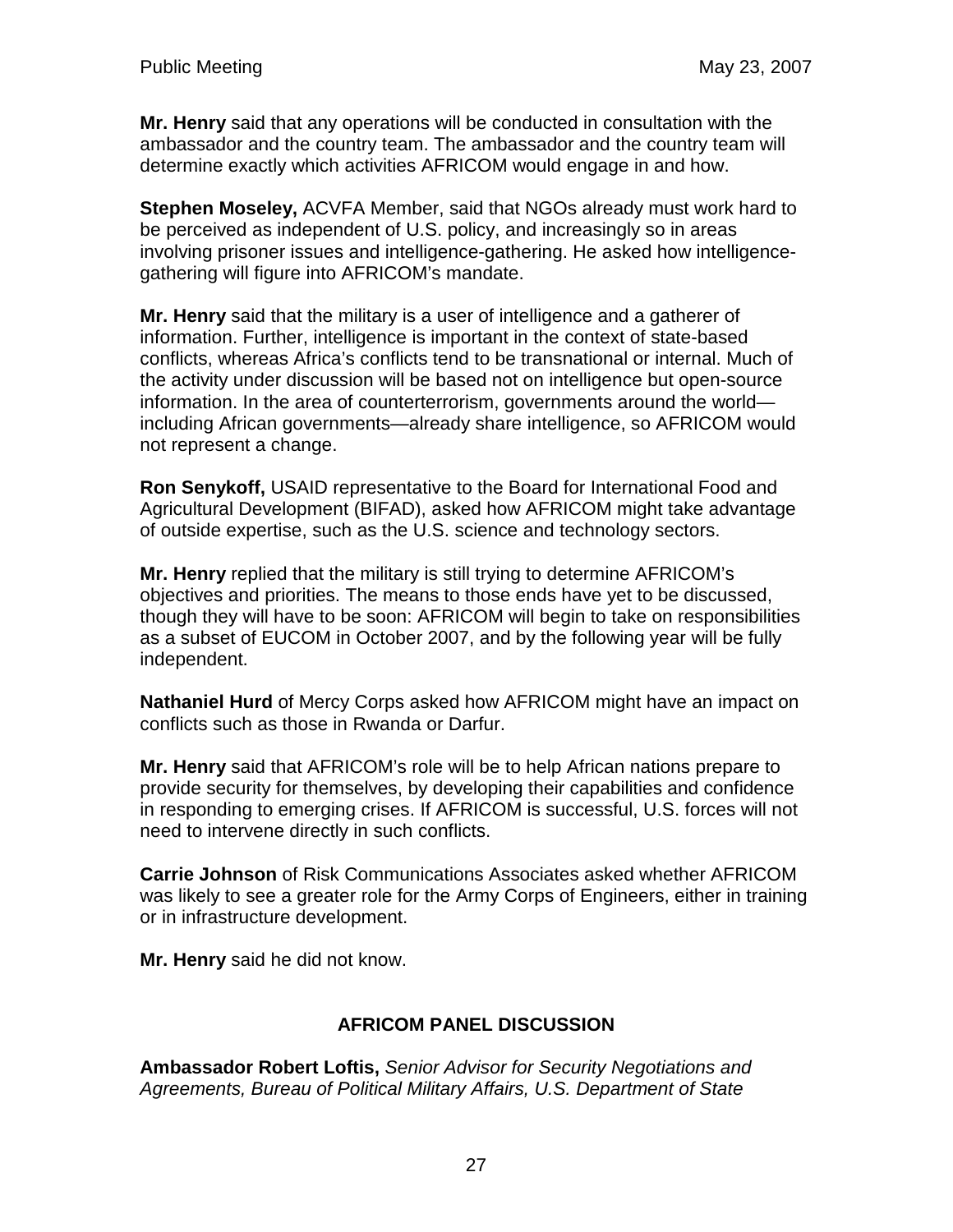**Mr. Henry** said that any operations will be conducted in consultation with the ambassador and the country team. The ambassador and the country team will determine exactly which activities AFRICOM would engage in and how.

**Stephen Moseley,** ACVFA Member, said that NGOs already must work hard to be perceived as independent of U.S. policy, and increasingly so in areas involving prisoner issues and intelligence-gathering. He asked how intelligence-gathering will figure into AFRICOM's mandate.

**Mr. Henry** said that the military is a user of intelligence and a gatherer of information. Further, intelligence is important in the context of state-based conflicts, whereas Africa's conflicts tend to be transnational or internal. Much of the activity under discussion will be based not on intelligence but open-source information. In the area of counterterrorism, governments around the world—including African governments—already share intelligence, so AFRICOM would not represent a change.

**Ron Senykoff,** USAID representative to the Board for International Food and Agricultural Development (BIFAD), asked how AFRICOM might take advantage of outside expertise, such as the U.S. science and technology sectors.

**Mr. Henry** replied that the military is still trying to determine AFRICOM's objectives and priorities. The means to those ends have yet to be discussed, though they will have to be soon: AFRICOM will begin to take on responsibilities as a subset of EUCOM in October 2007, and by the following year will be fully independent.

**Nathaniel Hurd** of Mercy Corps asked how AFRICOM might have an impact on conflicts such as those in Rwanda or Darfur.

**Mr. Henry** said that AFRICOM's role will be to help African nations prepare to provide security for themselves, by developing their capabilities and confidence in responding to emerging crises. If AFRICOM is successful, U.S. forces will not need to intervene directly in such conflicts.

**Carrie Johnson** of Risk Communications Associates asked whether AFRICOM was likely to see a greater role for the Army Corps of Engineers, either in training or in infrastructure development.

**Mr. Henry** said he did not know.

## AFRICOM PANEL DISCUSSION

**Ambassador Robert Loftis,** *Senior Advisor for Security Negotiations and Agreements, Bureau of Political Military Affairs, U.S. Department of State*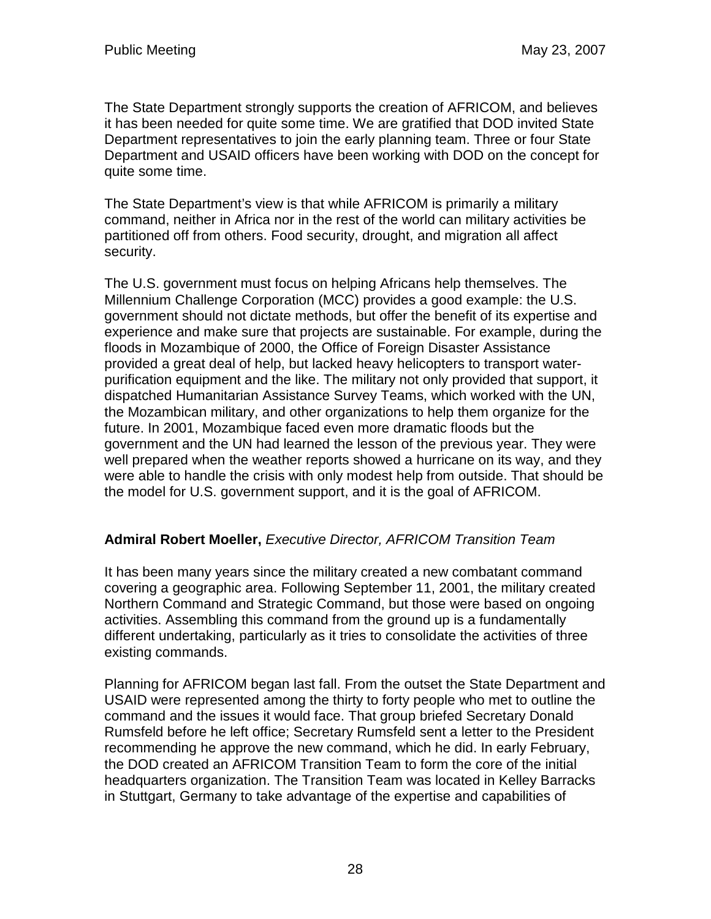The State Department strongly supports the creation of AFRICOM, and believes it has been needed for quite some time. We are gratified that DOD invited State Department representatives to join the early planning team. Three or four State Department and USAID officers have been working with DOD on the concept for quite some time.

The State Department's view is that while AFRICOM is primarily a military command, neither in Africa nor in the rest of the world can military activities be partitioned off from others. Food security, drought, and migration all affect security.

The U.S. government must focus on helping Africans help themselves. The Millennium Challenge Corporation (MCC) provides a good example: the U.S. government should not dictate methods, but offer the benefit of its expertise and experience and make sure that projects are sustainable. For example, during the floods in Mozambique of 2000, the Office of Foreign Disaster Assistance provided a great deal of help, but lacked heavy helicopters to transport water-purification equipment and the like. The military not only provided that support, it dispatched Humanitarian Assistance Survey Teams, which worked with the UN, the Mozambican military, and other organizations to help them organize for the future. In 2001, Mozambique faced even more dramatic floods but the government and the UN had learned the lesson of the previous year. They were well prepared when the weather reports showed a hurricane on its way, and they were able to handle the crisis with only modest help from outside. That should be the model for U.S. government support, and it is the goal of AFRICOM.

**Admiral Robert Moeller,** *Executive Director, AFRICOM Transition Team*

It has been many years since the military created a new combatant command covering a geographic area. Following September 11, 2001, the military created Northern Command and Strategic Command, but those were based on ongoing activities. Assembling this command from the ground up is a fundamentally different undertaking, particularly as it tries to consolidate the activities of three existing commands.

Planning for AFRICOM began last fall. From the outset the State Department and USAID were represented among the thirty to forty people who met to outline the command and the issues it would face. That group briefed Secretary Donald Rumsfeld before he left office; Secretary Rumsfeld sent a letter to the President recommending he approve the new command, which he did. In early February, the DOD created an AFRICOM Transition Team to form the core of the initial headquarters organization. The Transition Team was located in Kelley Barracks in Stuttgart, Germany to take advantage of the expertise and capabilities of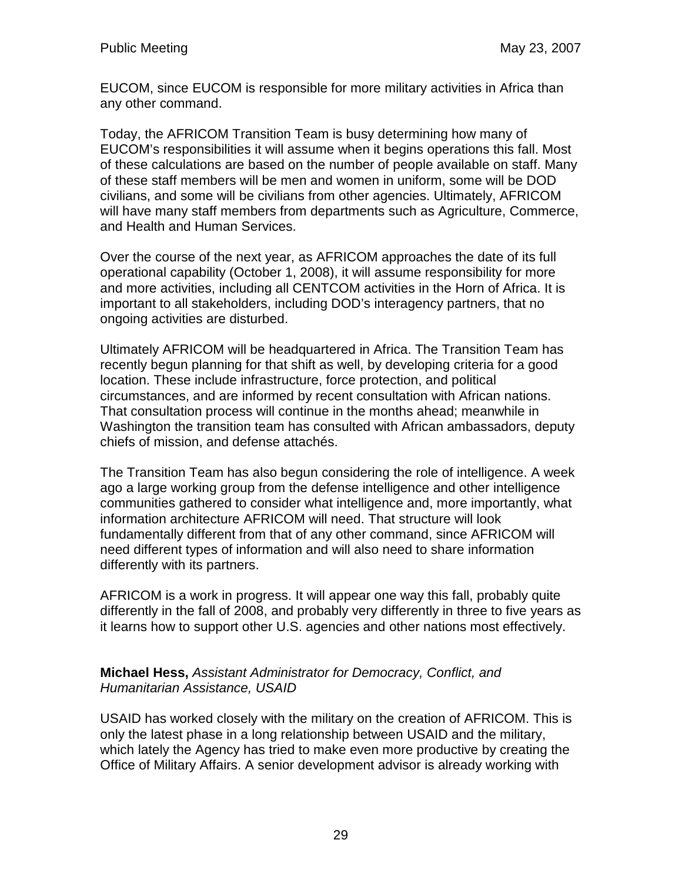EUCOM, since EUCOM is responsible for more military activities in Africa than any other command.

Today, the AFRICOM Transition Team is busy determining how many of EUCOM's responsibilities it will assume when it begins operations this fall. Most of these calculations are based on the number of people available on staff. Many of these staff members will be men and women in uniform, some will be DOD civilians, and some will be civilians from other agencies. Ultimately, AFRICOM will have many staff members from departments such as Agriculture, Commerce, and Health and Human Services.

Over the course of the next year, as AFRICOM approaches the date of its full operational capability (October 1, 2008), it will assume responsibility for more and more activities, including all CENTCOM activities in the Horn of Africa. It is important to all stakeholders, including DOD's interagency partners, that no ongoing activities are disturbed.

Ultimately AFRICOM will be headquartered in Africa. The Transition Team has recently begun planning for that shift as well, by developing criteria for a good location. These include infrastructure, force protection, and political circumstances, and are informed by recent consultation with African nations. That consultation process will continue in the months ahead; meanwhile in Washington the transition team has consulted with African ambassadors, deputy chiefs of mission, and defense attachés.

The Transition Team has also begun considering the role of intelligence. A week ago a large working group from the defense intelligence and other intelligence communities gathered to consider what intelligence and, more importantly, what information architecture AFRICOM will need. That structure will look fundamentally different from that of any other command, since AFRICOM will need different types of information and will also need to share information differently with its partners.

AFRICOM is a work in progress. It will appear one way this fall, probably quite differently in the fall of 2008, and probably very differently in three to five years as it learns how to support other U.S. agencies and other nations most effectively.

**Michael Hess,** *Assistant Administrator for Democracy, Conflict, and Humanitarian Assistance, USAID*

USAID has worked closely with the military on the creation of AFRICOM. This is only the latest phase in a long relationship between USAID and the military, which lately the Agency has tried to make even more productive by creating the Office of Military Affairs. A senior development advisor is already working with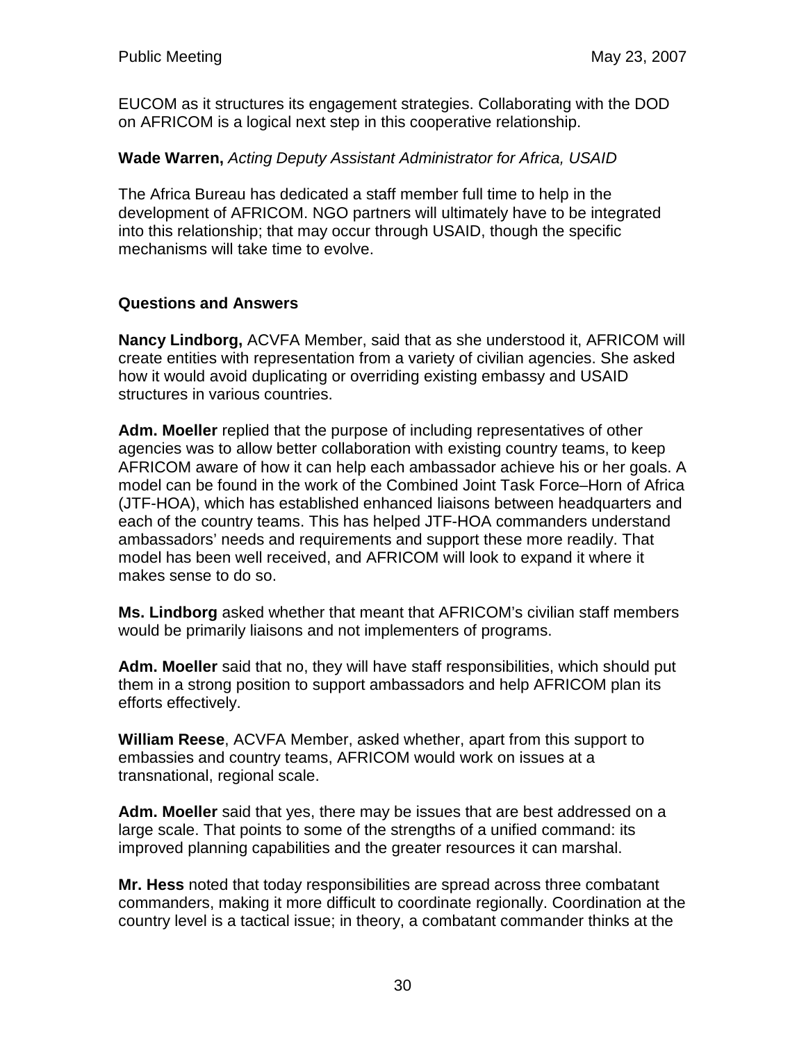EUCOM as it structures its engagement strategies. Collaborating with the DOD on AFRICOM is a logical next step in this cooperative relationship.

**Wade Warren,** *Acting Deputy Assistant Administrator for Africa, USAID*

The Africa Bureau has dedicated a staff member full time to help in the development of AFRICOM. NGO partners will ultimately have to be integrated into this relationship; that may occur through USAID, though the specific mechanisms will take time to evolve.

## Questions and Answers

**Nancy Lindborg,** ACVFA Member, said that as she understood it, AFRICOM will create entities with representation from a variety of civilian agencies. She asked how it would avoid duplicating or overriding existing embassy and USAID structures in various countries.

**Adm. Moeller** replied that the purpose of including representatives of other agencies was to allow better collaboration with existing country teams, to keep AFRICOM aware of how it can help each ambassador achieve his or her goals. A model can be found in the work of the Combined Joint Task Force–Horn of Africa (JTF-HOA), which has established enhanced liaisons between headquarters and each of the country teams. This has helped JTF-HOA commanders understand ambassadors' needs and requirements and support these more readily. That model has been well received, and AFRICOM will look to expand it where it makes sense to do so.

**Ms. Lindborg** asked whether that meant that AFRICOM's civilian staff members would be primarily liaisons and not implementers of programs.

**Adm. Moeller** said that no, they will have staff responsibilities, which should put them in a strong position to support ambassadors and help AFRICOM plan its efforts effectively.

**William Reese**, ACVFA Member, asked whether, apart from this support to embassies and country teams, AFRICOM would work on issues at a transnational, regional scale.

**Adm. Moeller** said that yes, there may be issues that are best addressed on a large scale. That points to some of the strengths of a unified command: its improved planning capabilities and the greater resources it can marshal.

**Mr. Hess** noted that today responsibilities are spread across three combatant commanders, making it more difficult to coordinate regionally. Coordination at the country level is a tactical issue; in theory, a combatant commander thinks at the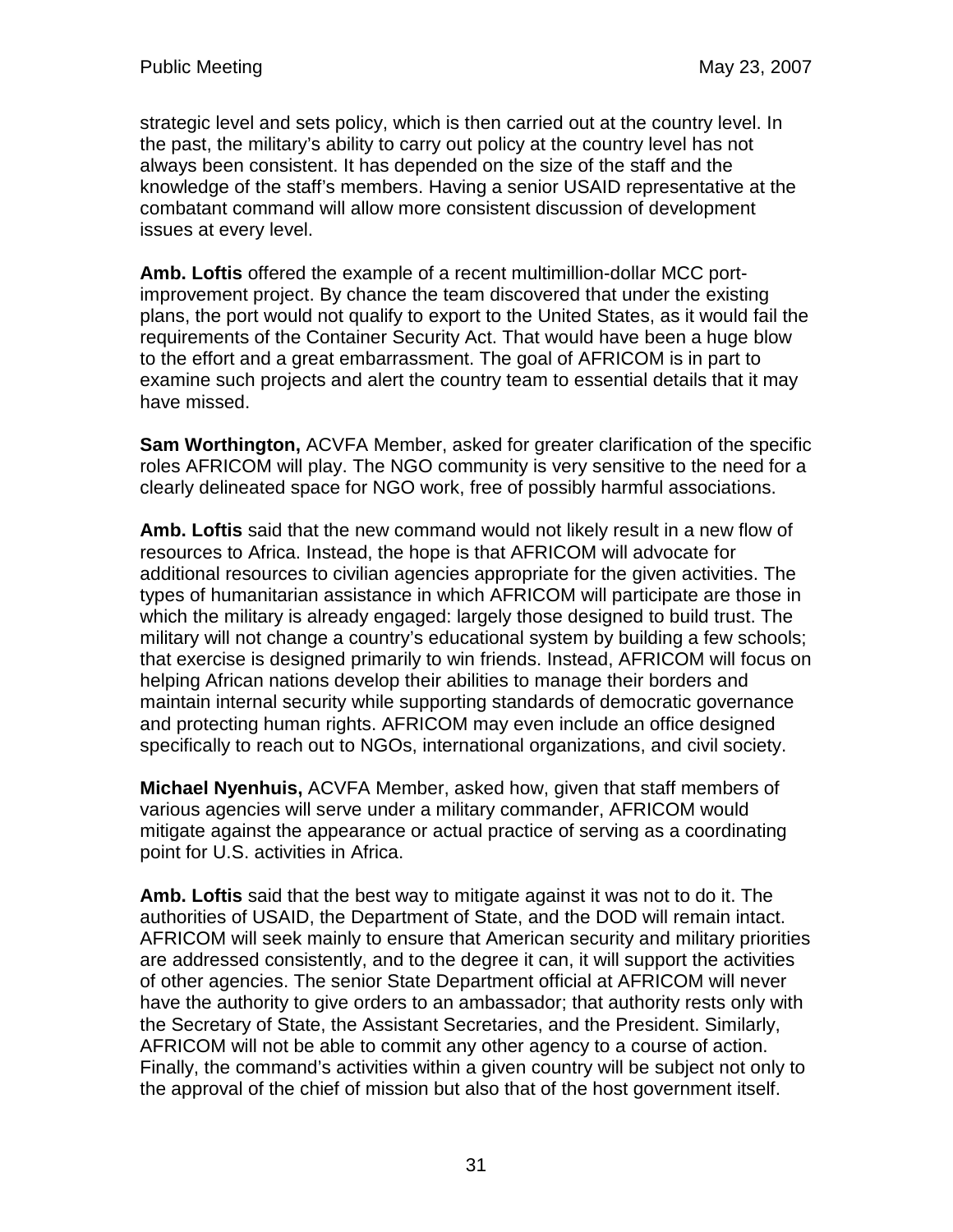strategic level and sets policy, which is then carried out at the country level. In the past, the military's ability to carry out policy at the country level has not always been consistent. It has depended on the size of the staff and the knowledge of the staff's members. Having a senior USAID representative at the combatant command will allow more consistent discussion of development issues at every level.

**Amb. Loftis** offered the example of a recent multimillion-dollar MCC port-improvement project. By chance the team discovered that under the existing plans, the port would not qualify to export to the United States, as it would fail the requirements of the Container Security Act. That would have been a huge blow to the effort and a great embarrassment. The goal of AFRICOM is in part to examine such projects and alert the country team to essential details that it may have missed.

**Sam Worthington,** ACVFA Member, asked for greater clarification of the specific roles AFRICOM will play. The NGO community is very sensitive to the need for a clearly delineated space for NGO work, free of possibly harmful associations.

**Amb. Loftis** said that the new command would not likely result in a new flow of resources to Africa. Instead, the hope is that AFRICOM will advocate for additional resources to civilian agencies appropriate for the given activities. The types of humanitarian assistance in which AFRICOM will participate are those in which the military is already engaged: largely those designed to build trust. The military will not change a country's educational system by building a few schools; that exercise is designed primarily to win friends. Instead, AFRICOM will focus on helping African nations develop their abilities to manage their borders and maintain internal security while supporting standards of democratic governance and protecting human rights. AFRICOM may even include an office designed specifically to reach out to NGOs, international organizations, and civil society.

**Michael Nyenhuis,** ACVFA Member, asked how, given that staff members of various agencies will serve under a military commander, AFRICOM would mitigate against the appearance or actual practice of serving as a coordinating point for U.S. activities in Africa.

**Amb. Loftis** said that the best way to mitigate against it was not to do it. The authorities of USAID, the Department of State, and the DOD will remain intact. AFRICOM will seek mainly to ensure that American security and military priorities are addressed consistently, and to the degree it can, it will support the activities of other agencies. The senior State Department official at AFRICOM will never have the authority to give orders to an ambassador; that authority rests only with the Secretary of State, the Assistant Secretaries, and the President. Similarly, AFRICOM will not be able to commit any other agency to a course of action. Finally, the command's activities within a given country will be subject not only to the approval of the chief of mission but also that of the host government itself.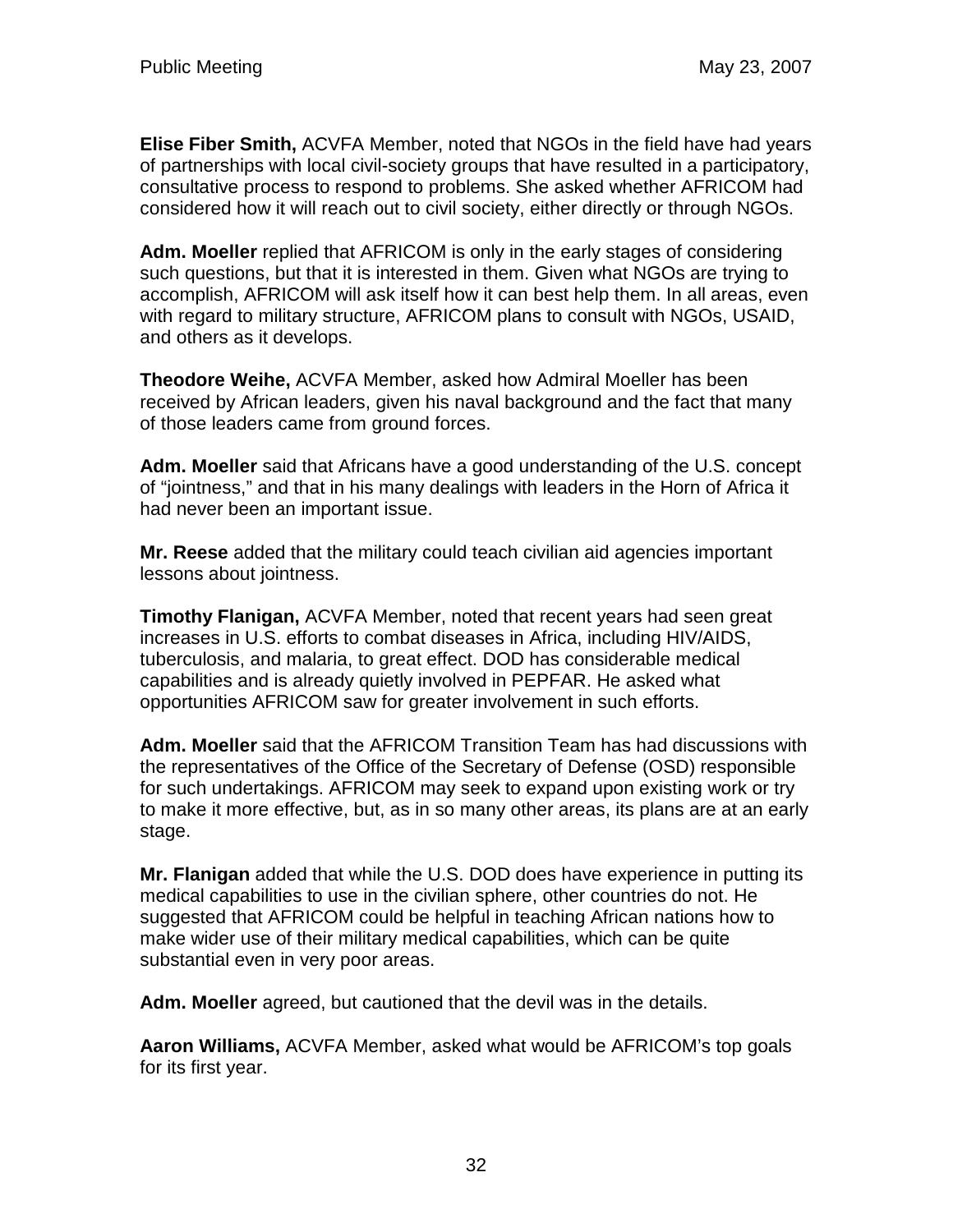**Elise Fiber Smith,** ACVFA Member, noted that NGOs in the field have had years of partnerships with local civil-society groups that have resulted in a participatory, consultative process to respond to problems. She asked whether AFRICOM had considered how it will reach out to civil society, either directly or through NGOs.

**Adm. Moeller** replied that AFRICOM is only in the early stages of considering such questions, but that it is interested in them. Given what NGOs are trying to accomplish, AFRICOM will ask itself how it can best help them. In all areas, even with regard to military structure, AFRICOM plans to consult with NGOs, USAID, and others as it develops.

**Theodore Weihe,** ACVFA Member, asked how Admiral Moeller has been received by African leaders, given his naval background and the fact that many of those leaders came from ground forces.

**Adm. Moeller** said that Africans have a good understanding of the U.S. concept of "jointness," and that in his many dealings with leaders in the Horn of Africa it had never been an important issue.

**Mr. Reese** added that the military could teach civilian aid agencies important lessons about jointness.

**Timothy Flanigan,** ACVFA Member, noted that recent years had seen great increases in U.S. efforts to combat diseases in Africa, including HIV/AIDS, tuberculosis, and malaria, to great effect. DOD has considerable medical capabilities and is already quietly involved in PEPFAR. He asked what opportunities AFRICOM saw for greater involvement in such efforts.

**Adm. Moeller** said that the AFRICOM Transition Team has had discussions with the representatives of the Office of the Secretary of Defense (OSD) responsible for such undertakings. AFRICOM may seek to expand upon existing work or try to make it more effective, but, as in so many other areas, its plans are at an early stage.

**Mr. Flanigan** added that while the U.S. DOD does have experience in putting its medical capabilities to use in the civilian sphere, other countries do not. He suggested that AFRICOM could be helpful in teaching African nations how to make wider use of their military medical capabilities, which can be quite substantial even in very poor areas.

**Adm. Moeller** agreed, but cautioned that the devil was in the details.

**Aaron Williams,** ACVFA Member, asked what would be AFRICOM's top goals for its first year.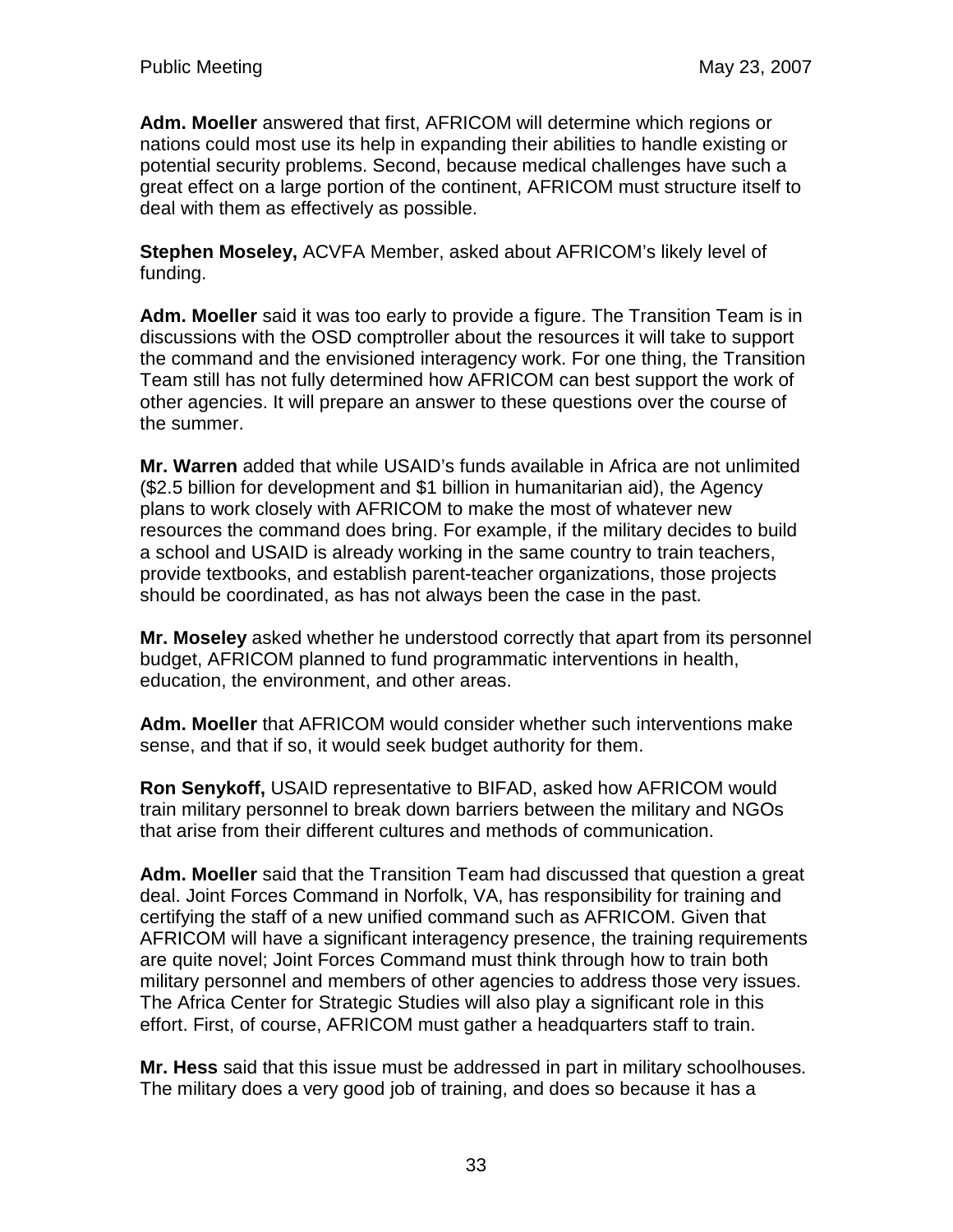**Adm. Moeller** answered that first, AFRICOM will determine which regions or nations could most use its help in expanding their abilities to handle existing or potential security problems. Second, because medical challenges have such a great effect on a large portion of the continent, AFRICOM must structure itself to deal with them as effectively as possible.

**Stephen Moseley,** ACVFA Member, asked about AFRICOM's likely level of funding.

**Adm. Moeller** said it was too early to provide a figure. The Transition Team is in discussions with the OSD comptroller about the resources it will take to support the command and the envisioned interagency work. For one thing, the Transition Team still has not fully determined how AFRICOM can best support the work of other agencies. It will prepare an answer to these questions over the course of the summer.

**Mr. Warren** added that while USAID's funds available in Africa are not unlimited ($2.5 billion for development and $1 billion in humanitarian aid), the Agency plans to work closely with AFRICOM to make the most of whatever new resources the command does bring. For example, if the military decides to build a school and USAID is already working in the same country to train teachers, provide textbooks, and establish parent-teacher organizations, those projects should be coordinated, as has not always been the case in the past.

**Mr. Moseley** asked whether he understood correctly that apart from its personnel budget, AFRICOM planned to fund programmatic interventions in health, education, the environment, and other areas.

**Adm. Moeller** that AFRICOM would consider whether such interventions make sense, and that if so, it would seek budget authority for them.

**Ron Senykoff,** USAID representative to BIFAD, asked how AFRICOM would train military personnel to break down barriers between the military and NGOs that arise from their different cultures and methods of communication.

**Adm. Moeller** said that the Transition Team had discussed that question a great deal. Joint Forces Command in Norfolk, VA, has responsibility for training and certifying the staff of a new unified command such as AFRICOM. Given that AFRICOM will have a significant interagency presence, the training requirements are quite novel; Joint Forces Command must think through how to train both military personnel and members of other agencies to address those very issues. The Africa Center for Strategic Studies will also play a significant role in this effort. First, of course, AFRICOM must gather a headquarters staff to train.

**Mr. Hess** said that this issue must be addressed in part in military schoolhouses. The military does a very good job of training, and does so because it has a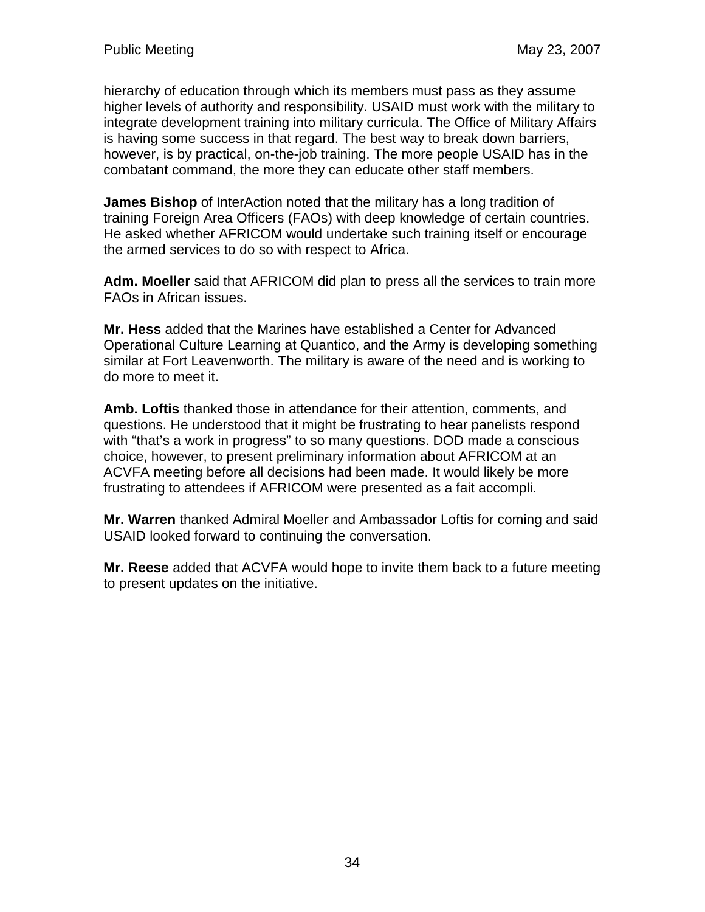hierarchy of education through which its members must pass as they assume higher levels of authority and responsibility. USAID must work with the military to integrate development training into military curricula. The Office of Military Affairs is having some success in that regard. The best way to break down barriers, however, is by practical, on-the-job training. The more people USAID has in the combatant command, the more they can educate other staff members.

**James Bishop** of InterAction noted that the military has a long tradition of training Foreign Area Officers (FAOs) with deep knowledge of certain countries. He asked whether AFRICOM would undertake such training itself or encourage the armed services to do so with respect to Africa.

**Adm. Moeller** said that AFRICOM did plan to press all the services to train more FAOs in African issues.

**Mr. Hess** added that the Marines have established a Center for Advanced Operational Culture Learning at Quantico, and the Army is developing something similar at Fort Leavenworth. The military is aware of the need and is working to do more to meet it.

**Amb. Loftis** thanked those in attendance for their attention, comments, and questions. He understood that it might be frustrating to hear panelists respond with "that's a work in progress" to so many questions. DOD made a conscious choice, however, to present preliminary information about AFRICOM at an ACVFA meeting before all decisions had been made. It would likely be more frustrating to attendees if AFRICOM were presented as a fait accompli.

**Mr. Warren** thanked Admiral Moeller and Ambassador Loftis for coming and said USAID looked forward to continuing the conversation.

**Mr. Reese** added that ACVFA would hope to invite them back to a future meeting to present updates on the initiative.